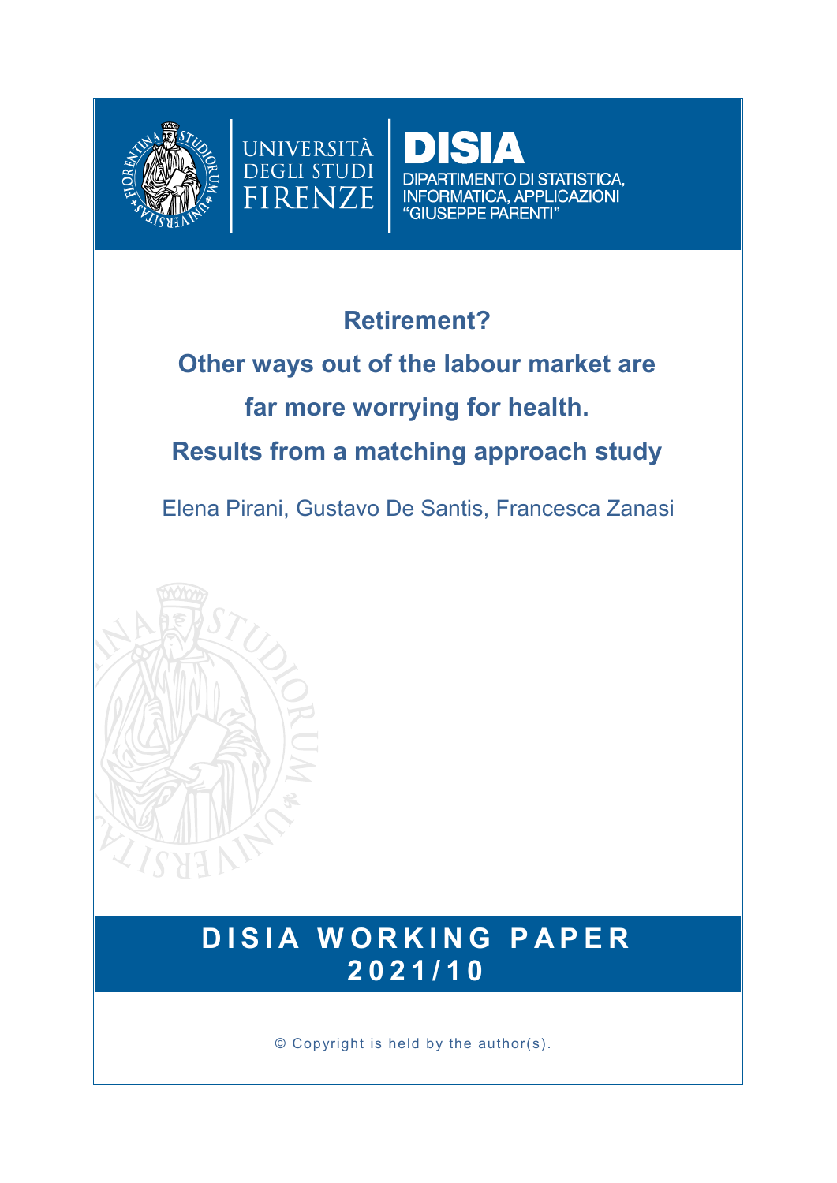UNIVERSITÀ DEGLI STUDI FIRENZE

DISIA
DIPARTIMENTO DI STATISTICA, INFORMATICA, APPLICAZIONI "GIUSEPPE PARENTI"

# Retirement? Other ways out of the labour market are far more worrying for health. Results from a matching approach study

Elena Pirani, Gustavo De Santis, Francesca Zanasi

**DISIA WORKING PAPER 2021/10**

© Copyright is held by the author(s).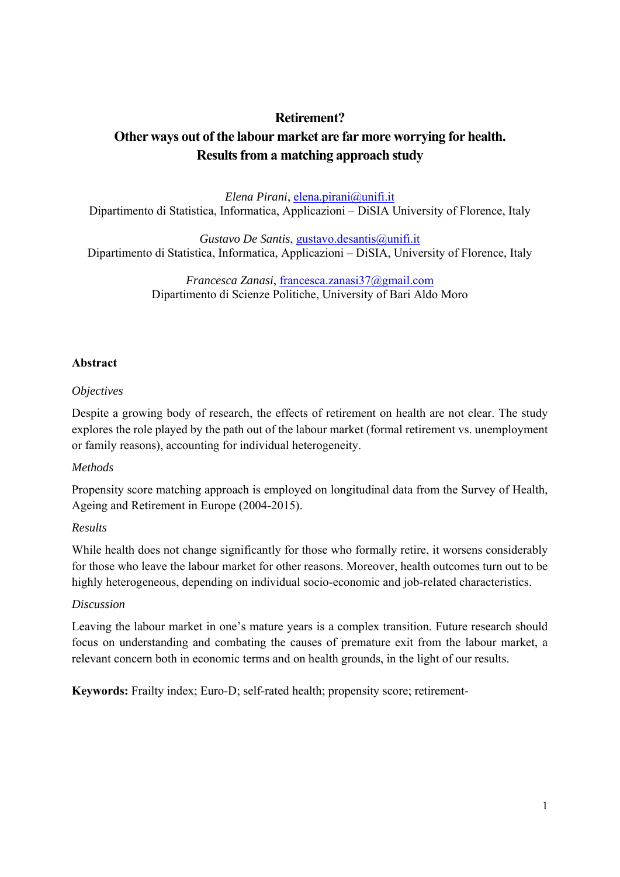# Retirement?
# Other ways out of the labour market are far more worrying for health. Results from a matching approach study

*Elena Pirani*, elena.pirani@unifi.it
Dipartimento di Statistica, Informatica, Applicazioni – DiSIA University of Florence, Italy

*Gustavo De Santis*, gustavo.desantis@unifi.it
Dipartimento di Statistica, Informatica, Applicazioni – DiSIA, University of Florence, Italy

*Francesca Zanasi*, francesca.zanasi37@gmail.com
Dipartimento di Scienze Politiche, University of Bari Aldo Moro

## Abstract

*Objectives*

Despite a growing body of research, the effects of retirement on health are not clear. The study explores the role played by the path out of the labour market (formal retirement vs. unemployment or family reasons), accounting for individual heterogeneity.

*Methods*

Propensity score matching approach is employed on longitudinal data from the Survey of Health, Ageing and Retirement in Europe (2004-2015).

*Results*

While health does not change significantly for those who formally retire, it worsens considerably for those who leave the labour market for other reasons. Moreover, health outcomes turn out to be highly heterogeneous, depending on individual socio-economic and job-related characteristics.

*Discussion*

Leaving the labour market in one's mature years is a complex transition. Future research should focus on understanding and combating the causes of premature exit from the labour market, a relevant concern both in economic terms and on health grounds, in the light of our results.

**Keywords:** Frailty index; Euro-D; self-rated health; propensity score; retirement-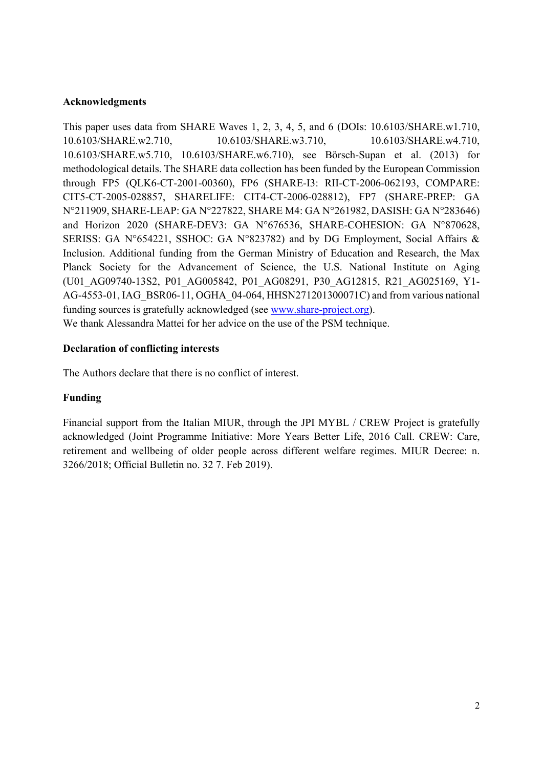**Acknowledgments**

This paper uses data from SHARE Waves 1, 2, 3, 4, 5, and 6 (DOIs: 10.6103/SHARE.w1.710, 10.6103/SHARE.w2.710, 10.6103/SHARE.w3.710, 10.6103/SHARE.w4.710, 10.6103/SHARE.w5.710, 10.6103/SHARE.w6.710), see Börsch-Supan et al. (2013) for methodological details. The SHARE data collection has been funded by the European Commission through FP5 (QLK6-CT-2001-00360), FP6 (SHARE-I3: RII-CT-2006-062193, COMPARE: CIT5-CT-2005-028857, SHARELIFE: CIT4-CT-2006-028812), FP7 (SHARE-PREP: GA N°211909, SHARE-LEAP: GA N°227822, SHARE M4: GA N°261982, DASISH: GA N°283646) and Horizon 2020 (SHARE-DEV3: GA N°676536, SHARE-COHESION: GA N°870628, SERISS: GA N°654221, SSHOC: GA N°823782) and by DG Employment, Social Affairs & Inclusion. Additional funding from the German Ministry of Education and Research, the Max Planck Society for the Advancement of Science, the U.S. National Institute on Aging (U01_AG09740-13S2, P01_AG005842, P01_AG08291, P30_AG12815, R21_AG025169, Y1-AG-4553-01, IAG_BSR06-11, OGHA_04-064, HHSN271201300071C) and from various national funding sources is gratefully acknowledged (see www.share-project.org).
We thank Alessandra Mattei for her advice on the use of the PSM technique.

**Declaration of conflicting interests**

The Authors declare that there is no conflict of interest.

**Funding**

Financial support from the Italian MIUR, through the JPI MYBL / CREW Project is gratefully acknowledged (Joint Programme Initiative: More Years Better Life, 2016 Call. CREW: Care, retirement and wellbeing of older people across different welfare regimes. MIUR Decree: n. 3266/2018; Official Bulletin no. 32 7. Feb 2019).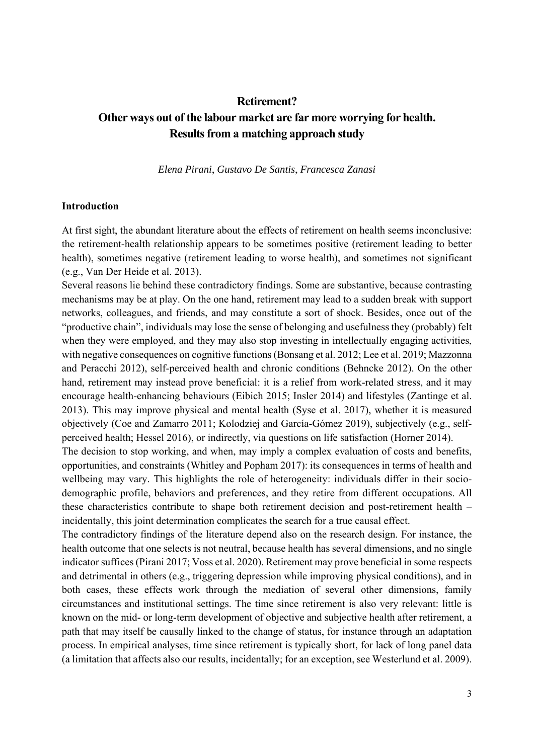# Retirement?

# Other ways out of the labour market are far more worrying for health. Results from a matching approach study

*Elena Pirani*, *Gustavo De Santis*, *Francesca Zanasi*

## Introduction

At first sight, the abundant literature about the effects of retirement on health seems inconclusive: the retirement-health relationship appears to be sometimes positive (retirement leading to better health), sometimes negative (retirement leading to worse health), and sometimes not significant (e.g., Van Der Heide et al. 2013).

Several reasons lie behind these contradictory findings. Some are substantive, because contrasting mechanisms may be at play. On the one hand, retirement may lead to a sudden break with support networks, colleagues, and friends, and may constitute a sort of shock. Besides, once out of the "productive chain", individuals may lose the sense of belonging and usefulness they (probably) felt when they were employed, and they may also stop investing in intellectually engaging activities, with negative consequences on cognitive functions (Bonsang et al. 2012; Lee et al. 2019; Mazzonna and Peracchi 2012), self-perceived health and chronic conditions (Behncke 2012). On the other hand, retirement may instead prove beneficial: it is a relief from work-related stress, and it may encourage health-enhancing behaviours (Eibich 2015; Insler 2014) and lifestyles (Zantinge et al. 2013). This may improve physical and mental health (Syse et al. 2017), whether it is measured objectively (Coe and Zamarro 2011; Kolodziej and García-Gómez 2019), subjectively (e.g., self-perceived health; Hessel 2016), or indirectly, via questions on life satisfaction (Horner 2014).

The decision to stop working, and when, may imply a complex evaluation of costs and benefits, opportunities, and constraints (Whitley and Popham 2017): its consequences in terms of health and wellbeing may vary. This highlights the role of heterogeneity: individuals differ in their socio-demographic profile, behaviors and preferences, and they retire from different occupations. All these characteristics contribute to shape both retirement decision and post-retirement health – incidentally, this joint determination complicates the search for a true causal effect.

The contradictory findings of the literature depend also on the research design. For instance, the health outcome that one selects is not neutral, because health has several dimensions, and no single indicator suffices (Pirani 2017; Voss et al. 2020). Retirement may prove beneficial in some respects and detrimental in others (e.g., triggering depression while improving physical conditions), and in both cases, these effects work through the mediation of several other dimensions, family circumstances and institutional settings. The time since retirement is also very relevant: little is known on the mid- or long-term development of objective and subjective health after retirement, a path that may itself be causally linked to the change of status, for instance through an adaptation process. In empirical analyses, time since retirement is typically short, for lack of long panel data (a limitation that affects also our results, incidentally; for an exception, see Westerlund et al. 2009).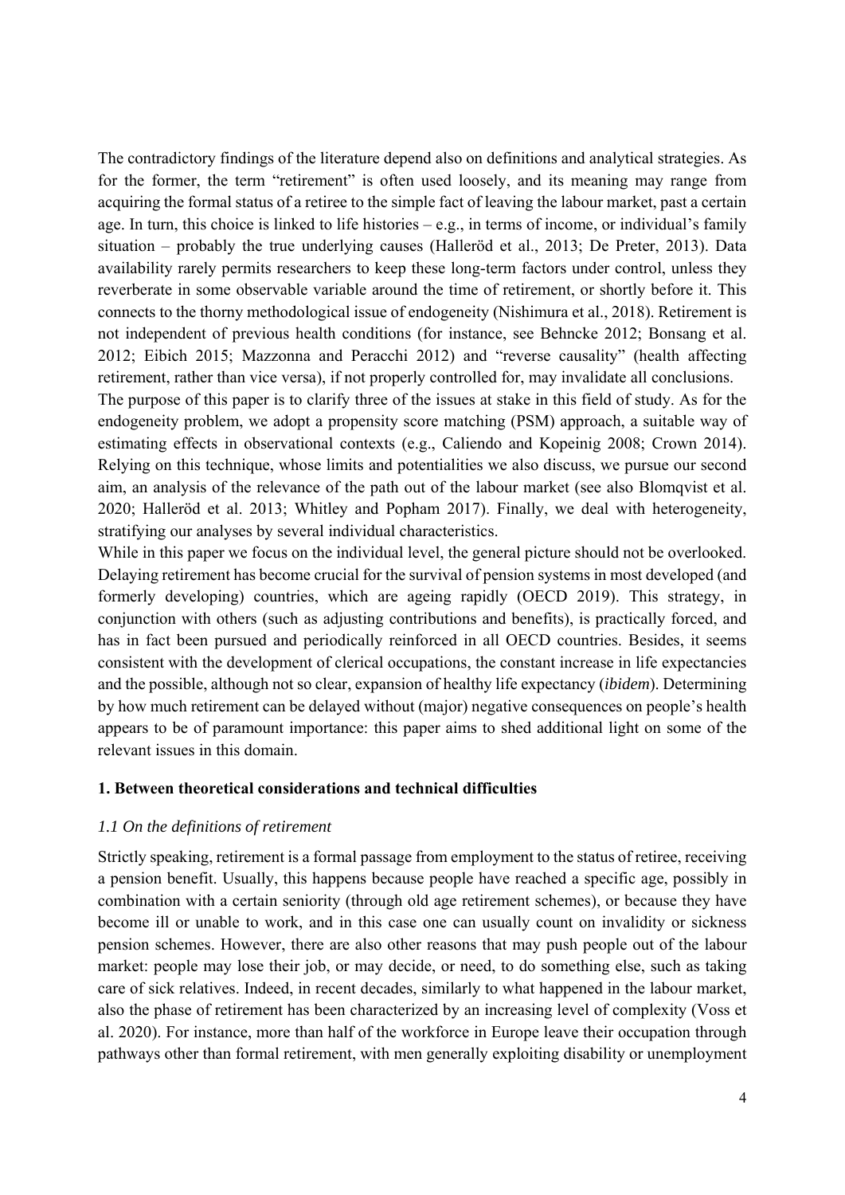The contradictory findings of the literature depend also on definitions and analytical strategies. As for the former, the term "retirement" is often used loosely, and its meaning may range from acquiring the formal status of a retiree to the simple fact of leaving the labour market, past a certain age. In turn, this choice is linked to life histories – e.g., in terms of income, or individual's family situation – probably the true underlying causes (Halleröd et al., 2013; De Preter, 2013). Data availability rarely permits researchers to keep these long-term factors under control, unless they reverberate in some observable variable around the time of retirement, or shortly before it. This connects to the thorny methodological issue of endogeneity (Nishimura et al., 2018). Retirement is not independent of previous health conditions (for instance, see Behncke 2012; Bonsang et al. 2012; Eibich 2015; Mazzonna and Peracchi 2012) and "reverse causality" (health affecting retirement, rather than vice versa), if not properly controlled for, may invalidate all conclusions.

The purpose of this paper is to clarify three of the issues at stake in this field of study. As for the endogeneity problem, we adopt a propensity score matching (PSM) approach, a suitable way of estimating effects in observational contexts (e.g., Caliendo and Kopeinig 2008; Crown 2014). Relying on this technique, whose limits and potentialities we also discuss, we pursue our second aim, an analysis of the relevance of the path out of the labour market (see also Blomqvist et al. 2020; Halleröd et al. 2013; Whitley and Popham 2017). Finally, we deal with heterogeneity, stratifying our analyses by several individual characteristics.

While in this paper we focus on the individual level, the general picture should not be overlooked. Delaying retirement has become crucial for the survival of pension systems in most developed (and formerly developing) countries, which are ageing rapidly (OECD 2019). This strategy, in conjunction with others (such as adjusting contributions and benefits), is practically forced, and has in fact been pursued and periodically reinforced in all OECD countries. Besides, it seems consistent with the development of clerical occupations, the constant increase in life expectancies and the possible, although not so clear, expansion of healthy life expectancy (*ibidem*). Determining by how much retirement can be delayed without (major) negative consequences on people's health appears to be of paramount importance: this paper aims to shed additional light on some of the relevant issues in this domain.

## 1. Between theoretical considerations and technical difficulties

### *1.1 On the definitions of retirement*

Strictly speaking, retirement is a formal passage from employment to the status of retiree, receiving a pension benefit. Usually, this happens because people have reached a specific age, possibly in combination with a certain seniority (through old age retirement schemes), or because they have become ill or unable to work, and in this case one can usually count on invalidity or sickness pension schemes. However, there are also other reasons that may push people out of the labour market: people may lose their job, or may decide, or need, to do something else, such as taking care of sick relatives. Indeed, in recent decades, similarly to what happened in the labour market, also the phase of retirement has been characterized by an increasing level of complexity (Voss et al. 2020). For instance, more than half of the workforce in Europe leave their occupation through pathways other than formal retirement, with men generally exploiting disability or unemployment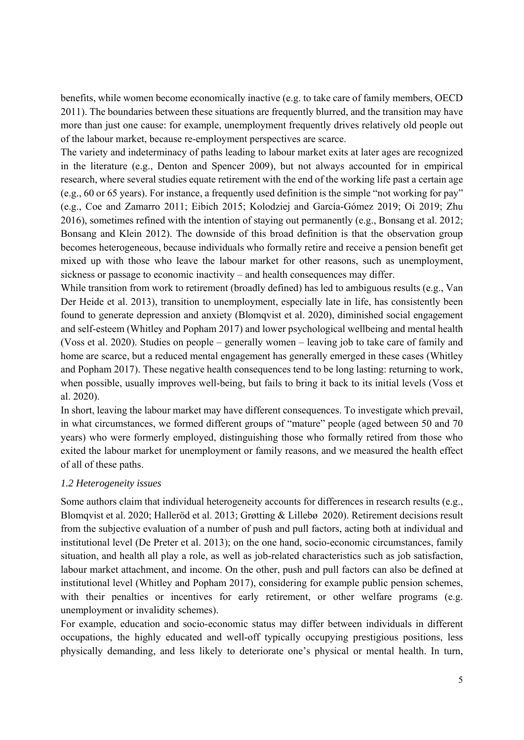benefits, while women become economically inactive (e.g. to take care of family members, OECD 2011). The boundaries between these situations are frequently blurred, and the transition may have more than just one cause: for example, unemployment frequently drives relatively old people out of the labour market, because re-employment perspectives are scarce.

The variety and indeterminacy of paths leading to labour market exits at later ages are recognized in the literature (e.g., Denton and Spencer 2009), but not always accounted for in empirical research, where several studies equate retirement with the end of the working life past a certain age (e.g., 60 or 65 years). For instance, a frequently used definition is the simple "not working for pay" (e.g., Coe and Zamarro 2011; Eibich 2015; Kolodziej and García-Gómez 2019; Oi 2019; Zhu 2016), sometimes refined with the intention of staying out permanently (e.g., Bonsang et al. 2012; Bonsang and Klein 2012). The downside of this broad definition is that the observation group becomes heterogeneous, because individuals who formally retire and receive a pension benefit get mixed up with those who leave the labour market for other reasons, such as unemployment, sickness or passage to economic inactivity – and health consequences may differ.

While transition from work to retirement (broadly defined) has led to ambiguous results (e.g., Van Der Heide et al. 2013), transition to unemployment, especially late in life, has consistently been found to generate depression and anxiety (Blomqvist et al. 2020), diminished social engagement and self-esteem (Whitley and Popham 2017) and lower psychological wellbeing and mental health (Voss et al. 2020). Studies on people – generally women – leaving job to take care of family and home are scarce, but a reduced mental engagement has generally emerged in these cases (Whitley and Popham 2017). These negative health consequences tend to be long lasting: returning to work, when possible, usually improves well-being, but fails to bring it back to its initial levels (Voss et al. 2020).

In short, leaving the labour market may have different consequences. To investigate which prevail, in what circumstances, we formed different groups of "mature" people (aged between 50 and 70 years) who were formerly employed, distinguishing those who formally retired from those who exited the labour market for unemployment or family reasons, and we measured the health effect of all of these paths.

### *1.2 Heterogeneity issues*

Some authors claim that individual heterogeneity accounts for differences in research results (e.g., Blomqvist et al. 2020; Halleröd et al. 2013; Grøtting & Lillebø 2020). Retirement decisions result from the subjective evaluation of a number of push and pull factors, acting both at individual and institutional level (De Preter et al. 2013); on the one hand, socio-economic circumstances, family situation, and health all play a role, as well as job-related characteristics such as job satisfaction, labour market attachment, and income. On the other, push and pull factors can also be defined at institutional level (Whitley and Popham 2017), considering for example public pension schemes, with their penalties or incentives for early retirement, or other welfare programs (e.g. unemployment or invalidity schemes).

For example, education and socio-economic status may differ between individuals in different occupations, the highly educated and well-off typically occupying prestigious positions, less physically demanding, and less likely to deteriorate one's physical or mental health. In turn,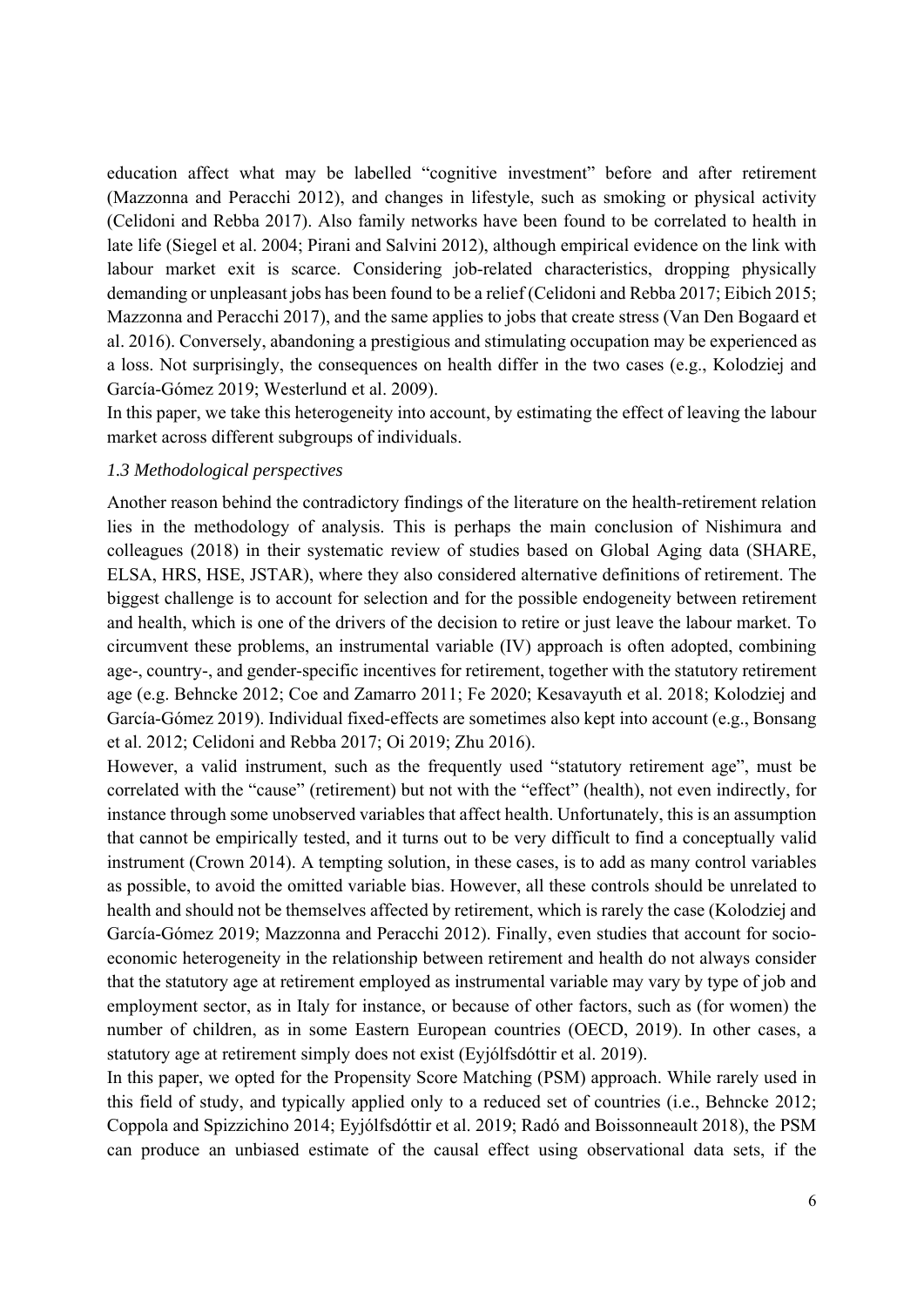education affect what may be labelled "cognitive investment" before and after retirement (Mazzonna and Peracchi 2012), and changes in lifestyle, such as smoking or physical activity (Celidoni and Rebba 2017). Also family networks have been found to be correlated to health in late life (Siegel et al. 2004; Pirani and Salvini 2012), although empirical evidence on the link with labour market exit is scarce. Considering job-related characteristics, dropping physically demanding or unpleasant jobs has been found to be a relief (Celidoni and Rebba 2017; Eibich 2015; Mazzonna and Peracchi 2017), and the same applies to jobs that create stress (Van Den Bogaard et al. 2016). Conversely, abandoning a prestigious and stimulating occupation may be experienced as a loss. Not surprisingly, the consequences on health differ in the two cases (e.g., Kolodziej and García-Gómez 2019; Westerlund et al. 2009).

In this paper, we take this heterogeneity into account, by estimating the effect of leaving the labour market across different subgroups of individuals.

### *1.3 Methodological perspectives*

Another reason behind the contradictory findings of the literature on the health-retirement relation lies in the methodology of analysis. This is perhaps the main conclusion of Nishimura and colleagues (2018) in their systematic review of studies based on Global Aging data (SHARE, ELSA, HRS, HSE, JSTAR), where they also considered alternative definitions of retirement. The biggest challenge is to account for selection and for the possible endogeneity between retirement and health, which is one of the drivers of the decision to retire or just leave the labour market. To circumvent these problems, an instrumental variable (IV) approach is often adopted, combining age-, country-, and gender-specific incentives for retirement, together with the statutory retirement age (e.g. Behncke 2012; Coe and Zamarro 2011; Fe 2020; Kesavayuth et al. 2018; Kolodziej and García-Gómez 2019). Individual fixed-effects are sometimes also kept into account (e.g., Bonsang et al. 2012; Celidoni and Rebba 2017; Oi 2019; Zhu 2016).

However, a valid instrument, such as the frequently used "statutory retirement age", must be correlated with the "cause" (retirement) but not with the "effect" (health), not even indirectly, for instance through some unobserved variables that affect health. Unfortunately, this is an assumption that cannot be empirically tested, and it turns out to be very difficult to find a conceptually valid instrument (Crown 2014). A tempting solution, in these cases, is to add as many control variables as possible, to avoid the omitted variable bias. However, all these controls should be unrelated to health and should not be themselves affected by retirement, which is rarely the case (Kolodziej and García-Gómez 2019; Mazzonna and Peracchi 2012). Finally, even studies that account for socio-economic heterogeneity in the relationship between retirement and health do not always consider that the statutory age at retirement employed as instrumental variable may vary by type of job and employment sector, as in Italy for instance, or because of other factors, such as (for women) the number of children, as in some Eastern European countries (OECD, 2019). In other cases, a statutory age at retirement simply does not exist (Eyjólfsdóttir et al. 2019).

In this paper, we opted for the Propensity Score Matching (PSM) approach. While rarely used in this field of study, and typically applied only to a reduced set of countries (i.e., Behncke 2012; Coppola and Spizzichino 2014; Eyjólfsdóttir et al. 2019; Radó and Boissonneault 2018), the PSM can produce an unbiased estimate of the causal effect using observational data sets, if the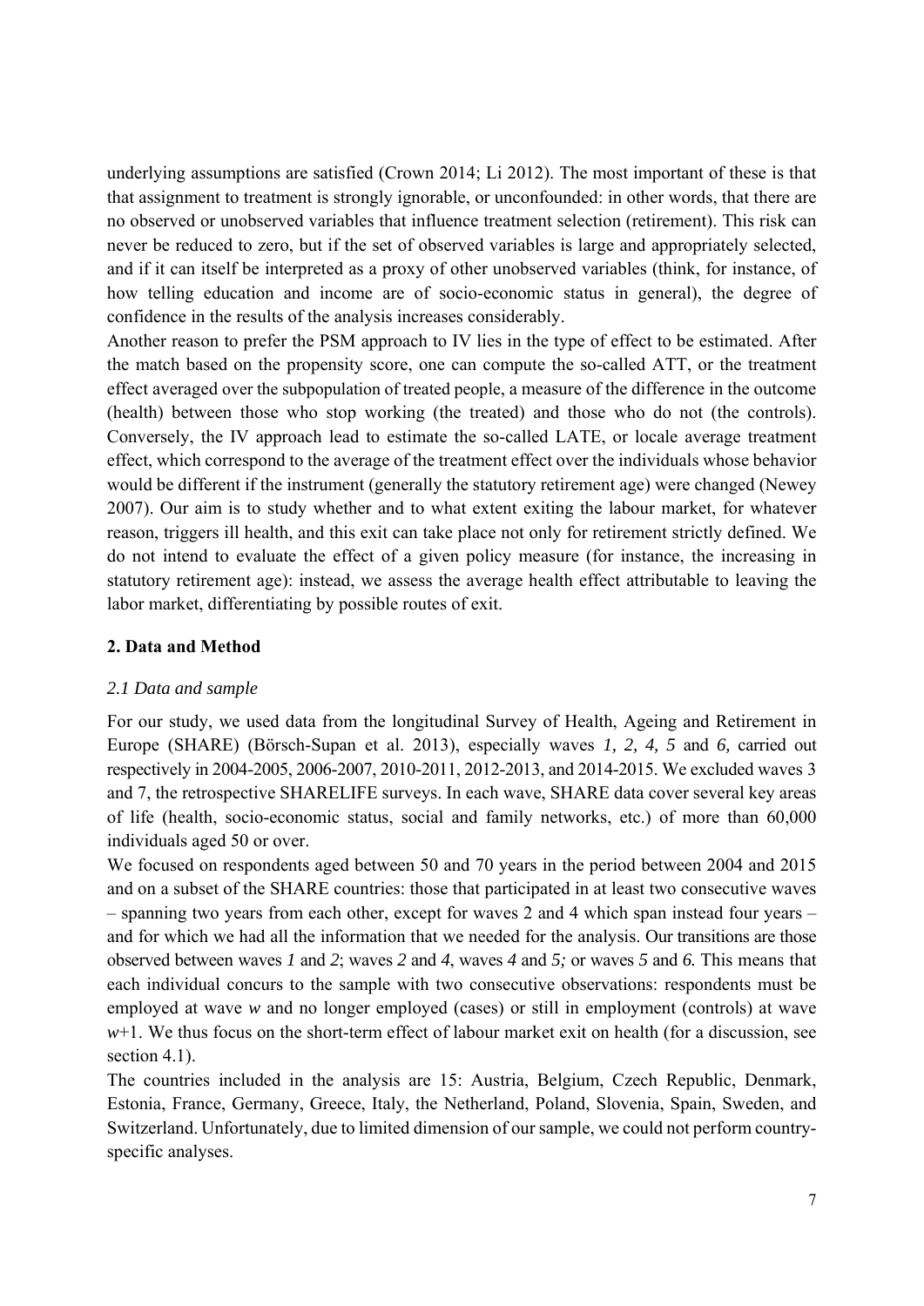underlying assumptions are satisfied (Crown 2014; Li 2012). The most important of these is that that assignment to treatment is strongly ignorable, or unconfounded: in other words, that there are no observed or unobserved variables that influence treatment selection (retirement). This risk can never be reduced to zero, but if the set of observed variables is large and appropriately selected, and if it can itself be interpreted as a proxy of other unobserved variables (think, for instance, of how telling education and income are of socio-economic status in general), the degree of confidence in the results of the analysis increases considerably.

Another reason to prefer the PSM approach to IV lies in the type of effect to be estimated. After the match based on the propensity score, one can compute the so-called ATT, or the treatment effect averaged over the subpopulation of treated people, a measure of the difference in the outcome (health) between those who stop working (the treated) and those who do not (the controls). Conversely, the IV approach lead to estimate the so-called LATE, or locale average treatment effect, which correspond to the average of the treatment effect over the individuals whose behavior would be different if the instrument (generally the statutory retirement age) were changed (Newey 2007). Our aim is to study whether and to what extent exiting the labour market, for whatever reason, triggers ill health, and this exit can take place not only for retirement strictly defined. We do not intend to evaluate the effect of a given policy measure (for instance, the increasing in statutory retirement age): instead, we assess the average health effect attributable to leaving the labor market, differentiating by possible routes of exit.

## 2. Data and Method

### *2.1 Data and sample*

For our study, we used data from the longitudinal Survey of Health, Ageing and Retirement in Europe (SHARE) (Börsch-Supan et al. 2013), especially waves *1, 2, 4, 5* and *6,* carried out respectively in 2004-2005, 2006-2007, 2010-2011, 2012-2013, and 2014-2015. We excluded waves 3 and 7, the retrospective SHARELIFE surveys. In each wave, SHARE data cover several key areas of life (health, socio-economic status, social and family networks, etc.) of more than 60,000 individuals aged 50 or over.

We focused on respondents aged between 50 and 70 years in the period between 2004 and 2015 and on a subset of the SHARE countries: those that participated in at least two consecutive waves – spanning two years from each other, except for waves 2 and 4 which span instead four years – and for which we had all the information that we needed for the analysis. Our transitions are those observed between waves *1* and *2*; waves *2* and *4*, waves *4* and *5;* or waves *5* and *6.* This means that each individual concurs to the sample with two consecutive observations: respondents must be employed at wave *w* and no longer employed (cases) or still in employment (controls) at wave *w*+1. We thus focus on the short-term effect of labour market exit on health (for a discussion, see section 4.1).

The countries included in the analysis are 15: Austria, Belgium, Czech Republic, Denmark, Estonia, France, Germany, Greece, Italy, the Netherland, Poland, Slovenia, Spain, Sweden, and Switzerland. Unfortunately, due to limited dimension of our sample, we could not perform country-specific analyses.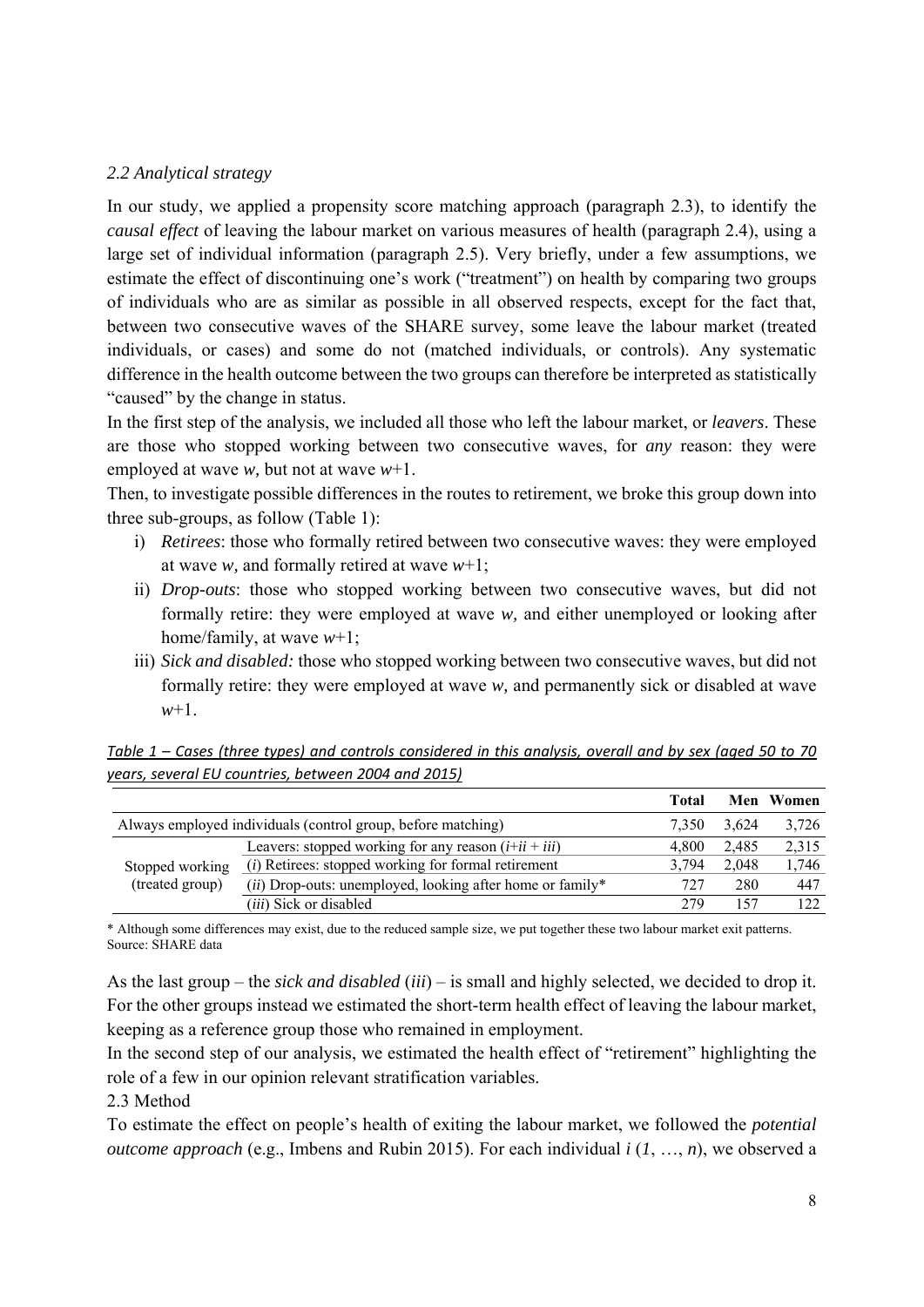### *2.2 Analytical strategy*

In our study, we applied a propensity score matching approach (paragraph 2.3), to identify the *causal effect* of leaving the labour market on various measures of health (paragraph 2.4), using a large set of individual information (paragraph 2.5). Very briefly, under a few assumptions, we estimate the effect of discontinuing one's work ("treatment") on health by comparing two groups of individuals who are as similar as possible in all observed respects, except for the fact that, between two consecutive waves of the SHARE survey, some leave the labour market (treated individuals, or cases) and some do not (matched individuals, or controls). Any systematic difference in the health outcome between the two groups can therefore be interpreted as statistically "caused" by the change in status.

In the first step of the analysis, we included all those who left the labour market, or *leavers*. These are those who stopped working between two consecutive waves, for *any* reason: they were employed at wave $w$, but not at wave $w+1$.

Then, to investigate possible differences in the routes to retirement, we broke this group down into three sub-groups, as follow (Table 1):

i) *Retirees*: those who formally retired between two consecutive waves: they were employed at wave $w$, and formally retired at wave $w+1$;
ii) *Drop-outs*: those who stopped working between two consecutive waves, but did not formally retire: they were employed at wave $w$, and either unemployed or looking after home/family, at wave $w+1$;
iii) *Sick and disabled:* those who stopped working between two consecutive waves, but did not formally retire: they were employed at wave $w$, and permanently sick or disabled at wave $w+1$.

*Table 1 – Cases (three types) and controls considered in this analysis, overall and by sex (aged 50 to 70 years, several EU countries, between 2004 and 2015)*

| | | **Total** | **Men** | **Women** |
|---|---|---|---|---|
| Always employed individuals (control group, before matching) | | 7,350 | 3,624 | 3,726 |
| Stopped working (treated group) | Leavers: stopped working for any reason (*i*+*ii* + *iii*) | 4,800 | 2,485 | 2,315 |
| | (*i*) Retirees: stopped working for formal retirement | 3,794 | 2,048 | 1,746 |
| | (*ii*) Drop-outs: unemployed, looking after home or family* | 727 | 280 | 447 |
| | (*iii*) Sick or disabled | 279 | 157 | 122 |

\* Although some differences may exist, due to the reduced sample size, we put together these two labour market exit patterns.
Source: SHARE data

As the last group – the *sick and disabled* (*iii*) – is small and highly selected, we decided to drop it. For the other groups instead we estimated the short-term health effect of leaving the labour market, keeping as a reference group those who remained in employment.

In the second step of our analysis, we estimated the health effect of "retirement" highlighting the role of a few in our opinion relevant stratification variables.

### 2.3 Method

To estimate the effect on people's health of exiting the labour market, we followed the *potential outcome approach* (e.g., Imbens and Rubin 2015). For each individual $i$ ($1, \ldots, n$), we observed a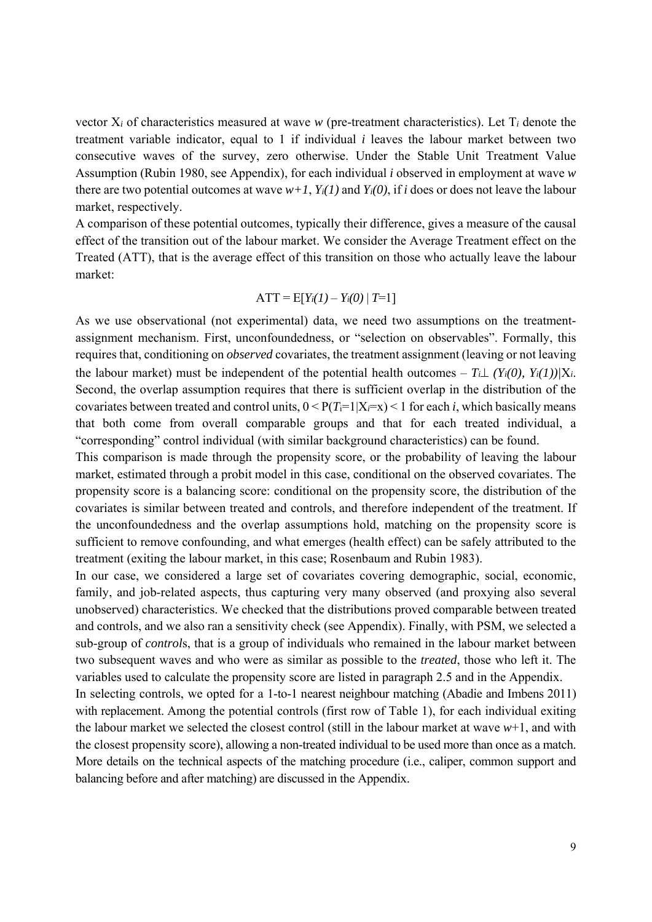vector $X_i$ of characteristics measured at wave *w* (pre-treatment characteristics). Let $T_i$ denote the treatment variable indicator, equal to 1 if individual *i* leaves the labour market between two consecutive waves of the survey, zero otherwise. Under the Stable Unit Treatment Value Assumption (Rubin 1980, see Appendix), for each individual *i* observed in employment at wave *w* there are two potential outcomes at wave $w+1$, $Y_i(1)$ and $Y_i(0)$, if *i* does or does not leave the labour market, respectively.

A comparison of these potential outcomes, typically their difference, gives a measure of the causal effect of the transition out of the labour market. We consider the Average Treatment effect on the Treated (ATT), that is the average effect of this transition on those who actually leave the labour market:

$$\text{ATT} = \text{E}[Y_i(1) - Y_i(0) \mid T=1]$$

As we use observational (not experimental) data, we need two assumptions on the treatment-assignment mechanism. First, unconfoundedness, or "selection on observables". Formally, this requires that, conditioning on *observed* covariates, the treatment assignment (leaving or not leaving the labour market) must be independent of the potential health outcomes – $T_i \perp (Y_i(0), Y_i(1)) | X_i$. Second, the overlap assumption requires that there is sufficient overlap in the distribution of the covariates between treated and control units, $0 < P(T_i=1|X_i=x) < 1$ for each *i*, which basically means that both come from overall comparable groups and that for each treated individual, a "corresponding" control individual (with similar background characteristics) can be found.

This comparison is made through the propensity score, or the probability of leaving the labour market, estimated through a probit model in this case, conditional on the observed covariates. The propensity score is a balancing score: conditional on the propensity score, the distribution of the covariates is similar between treated and controls, and therefore independent of the treatment. If the unconfoundedness and the overlap assumptions hold, matching on the propensity score is sufficient to remove confounding, and what emerges (health effect) can be safely attributed to the treatment (exiting the labour market, in this case; Rosenbaum and Rubin 1983).

In our case, we considered a large set of covariates covering demographic, social, economic, family, and job-related aspects, thus capturing very many observed (and proxying also several unobserved) characteristics. We checked that the distributions proved comparable between treated and controls, and we also ran a sensitivity check (see Appendix). Finally, with PSM, we selected a sub-group of *controls*, that is a group of individuals who remained in the labour market between two subsequent waves and who were as similar as possible to the *treated*, those who left it. The variables used to calculate the propensity score are listed in paragraph 2.5 and in the Appendix.

In selecting controls, we opted for a 1-to-1 nearest neighbour matching (Abadie and Imbens 2011) with replacement. Among the potential controls (first row of Table 1), for each individual exiting the labour market we selected the closest control (still in the labour market at wave $w+1$, and with the closest propensity score), allowing a non-treated individual to be used more than once as a match. More details on the technical aspects of the matching procedure (i.e., caliper, common support and balancing before and after matching) are discussed in the Appendix.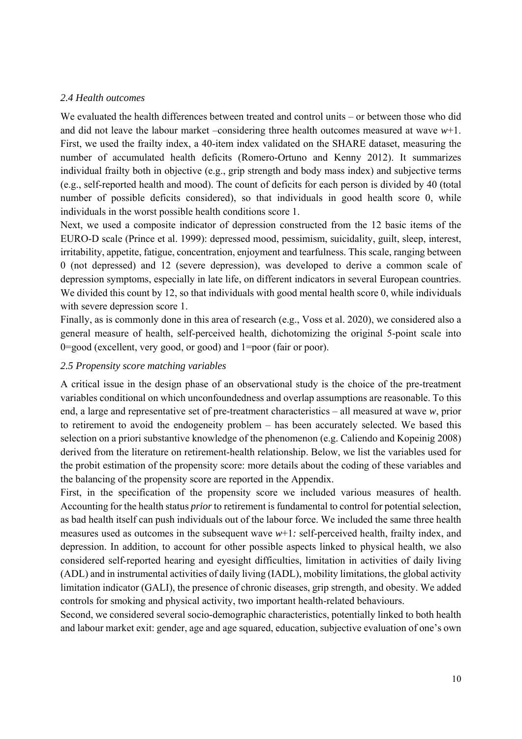### *2.4 Health outcomes*

We evaluated the health differences between treated and control units – or between those who did and did not leave the labour market –considering three health outcomes measured at wave *w*+1. First, we used the frailty index, a 40-item index validated on the SHARE dataset, measuring the number of accumulated health deficits (Romero-Ortuno and Kenny 2012). It summarizes individual frailty both in objective (e.g., grip strength and body mass index) and subjective terms (e.g., self-reported health and mood). The count of deficits for each person is divided by 40 (total number of possible deficits considered), so that individuals in good health score 0, while individuals in the worst possible health conditions score 1.

Next, we used a composite indicator of depression constructed from the 12 basic items of the EURO-D scale (Prince et al. 1999): depressed mood, pessimism, suicidality, guilt, sleep, interest, irritability, appetite, fatigue, concentration, enjoyment and tearfulness. This scale, ranging between 0 (not depressed) and 12 (severe depression), was developed to derive a common scale of depression symptoms, especially in late life, on different indicators in several European countries. We divided this count by 12, so that individuals with good mental health score 0, while individuals with severe depression score 1.

Finally, as is commonly done in this area of research (e.g., Voss et al. 2020), we considered also a general measure of health, self-perceived health, dichotomizing the original 5-point scale into 0=good (excellent, very good, or good) and 1=poor (fair or poor).

### *2.5 Propensity score matching variables*

A critical issue in the design phase of an observational study is the choice of the pre-treatment variables conditional on which unconfoundedness and overlap assumptions are reasonable. To this end, a large and representative set of pre-treatment characteristics – all measured at wave *w*, prior to retirement to avoid the endogeneity problem – has been accurately selected. We based this selection on a priori substantive knowledge of the phenomenon (e.g. Caliendo and Kopeinig 2008) derived from the literature on retirement-health relationship. Below, we list the variables used for the probit estimation of the propensity score: more details about the coding of these variables and the balancing of the propensity score are reported in the Appendix.

First, in the specification of the propensity score we included various measures of health. Accounting for the health status *prior* to retirement is fundamental to control for potential selection, as bad health itself can push individuals out of the labour force. We included the same three health measures used as outcomes in the subsequent wave *w*+1*:* self-perceived health, frailty index, and depression. In addition, to account for other possible aspects linked to physical health, we also considered self-reported hearing and eyesight difficulties, limitation in activities of daily living (ADL) and in instrumental activities of daily living (IADL), mobility limitations, the global activity limitation indicator (GALI), the presence of chronic diseases, grip strength, and obesity. We added controls for smoking and physical activity, two important health-related behaviours.

Second, we considered several socio-demographic characteristics, potentially linked to both health and labour market exit: gender, age and age squared, education, subjective evaluation of one's own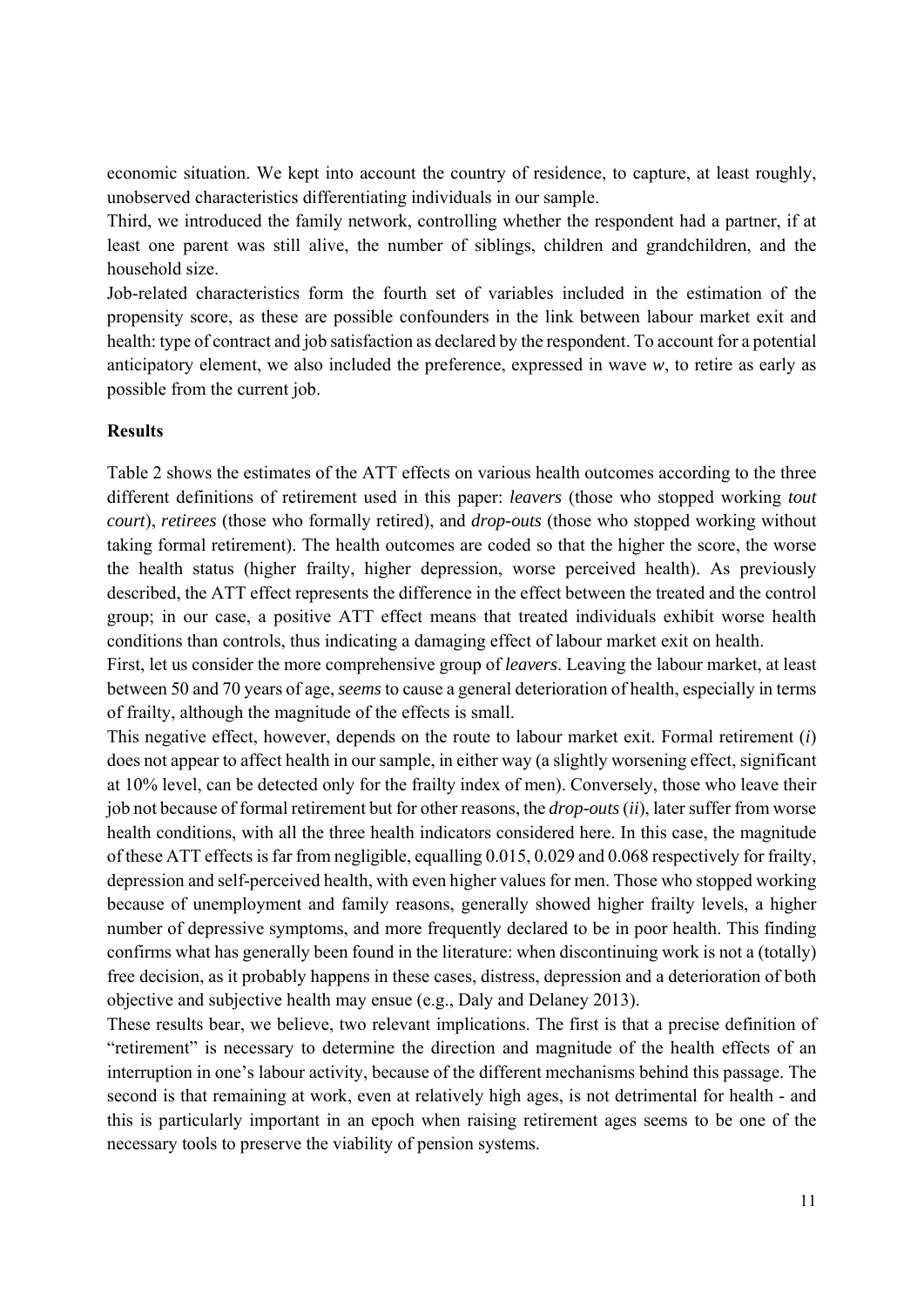economic situation. We kept into account the country of residence, to capture, at least roughly, unobserved characteristics differentiating individuals in our sample.

Third, we introduced the family network, controlling whether the respondent had a partner, if at least one parent was still alive, the number of siblings, children and grandchildren, and the household size.

Job-related characteristics form the fourth set of variables included in the estimation of the propensity score, as these are possible confounders in the link between labour market exit and health: type of contract and job satisfaction as declared by the respondent. To account for a potential anticipatory element, we also included the preference, expressed in wave *w*, to retire as early as possible from the current job.

**Results**

Table 2 shows the estimates of the ATT effects on various health outcomes according to the three different definitions of retirement used in this paper: *leavers* (those who stopped working *tout court*), *retirees* (those who formally retired), and *drop-outs* (those who stopped working without taking formal retirement). The health outcomes are coded so that the higher the score, the worse the health status (higher frailty, higher depression, worse perceived health). As previously described, the ATT effect represents the difference in the effect between the treated and the control group; in our case, a positive ATT effect means that treated individuals exhibit worse health conditions than controls, thus indicating a damaging effect of labour market exit on health.

First, let us consider the more comprehensive group of *leavers*. Leaving the labour market, at least between 50 and 70 years of age, *seems* to cause a general deterioration of health, especially in terms of frailty, although the magnitude of the effects is small.

This negative effect, however, depends on the route to labour market exit. Formal retirement (*i*) does not appear to affect health in our sample, in either way (a slightly worsening effect, significant at 10% level, can be detected only for the frailty index of men). Conversely, those who leave their job not because of formal retirement but for other reasons, the *drop-outs* (*ii*), later suffer from worse health conditions, with all the three health indicators considered here. In this case, the magnitude of these ATT effects is far from negligible, equalling 0.015, 0.029 and 0.068 respectively for frailty, depression and self-perceived health, with even higher values for men. Those who stopped working because of unemployment and family reasons, generally showed higher frailty levels, a higher number of depressive symptoms, and more frequently declared to be in poor health. This finding confirms what has generally been found in the literature: when discontinuing work is not a (totally) free decision, as it probably happens in these cases, distress, depression and a deterioration of both objective and subjective health may ensue (e.g., Daly and Delaney 2013).

These results bear, we believe, two relevant implications. The first is that a precise definition of "retirement" is necessary to determine the direction and magnitude of the health effects of an interruption in one's labour activity, because of the different mechanisms behind this passage. The second is that remaining at work, even at relatively high ages, is not detrimental for health - and this is particularly important in an epoch when raising retirement ages seems to be one of the necessary tools to preserve the viability of pension systems.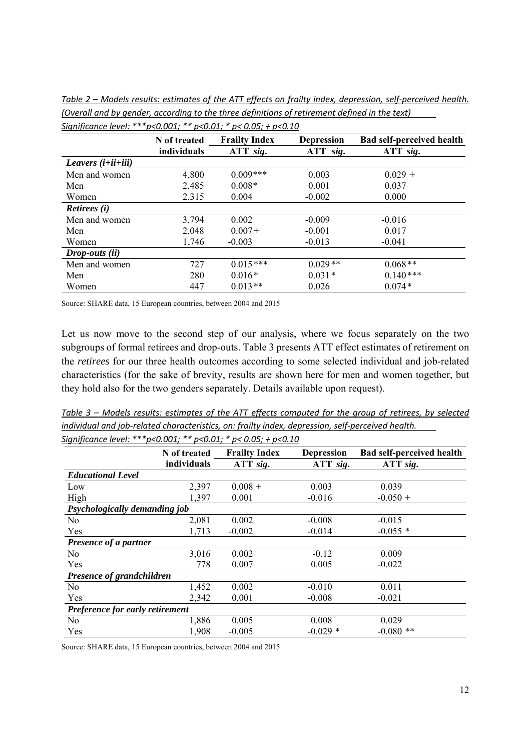*Table 2 – Models results: estimates of the ATT effects on frailty index, depression, self-perceived health. (Overall and by gender, according to the three definitions of retirement defined in the text)*
*Significance level: ***p<0.001; ** p<0.01; * p< 0.05; + p<0.10*

| | N of treated individuals | Frailty Index ATT *sig.* | Depression ATT *sig.* | Bad self-perceived health ATT *sig.* |
|---|---|---|---|---|
| ***Leavers (i+ii+iii)*** | | | | |
| Men and women | 4,800 | 0.009*** | 0.003 | 0.029 + |
| Men | 2,485 | 0.008* | 0.001 | 0.037 |
| Women | 2,315 | 0.004 | -0.002 | 0.000 |
| ***Retirees (i)*** | | | | |
| Men and women | 3,794 | 0.002 | -0.009 | -0.016 |
| Men | 2,048 | 0.007+ | -0.001 | 0.017 |
| Women | 1,746 | -0.003 | -0.013 | -0.041 |
| ***Drop-outs (ii)*** | | | | |
| Men and women | 727 | 0.015*** | 0.029** | 0.068** |
| Men | 280 | 0.016* | 0.031* | 0.140*** |
| Women | 447 | 0.013** | 0.026 | 0.074* |

Source: SHARE data, 15 European countries, between 2004 and 2015

Let us now move to the second step of our analysis, where we focus separately on the two subgroups of formal retirees and drop-outs. Table 3 presents ATT effect estimates of retirement on the *retirees* for our three health outcomes according to some selected individual and job-related characteristics (for the sake of brevity, results are shown here for men and women together, but they hold also for the two genders separately. Details available upon request).

*Table 3 – Models results: estimates of the ATT effects computed for the group of retirees, by selected individual and job-related characteristics, on: frailty index, depression, self-perceived health.*
*Significance level: ***p<0.001; ** p<0.01; * p< 0.05; + p<0.10*

| | N of treated individuals | Frailty Index ATT *sig.* | Depression ATT *sig.* | Bad self-perceived health ATT *sig.* |
|---|---|---|---|---|
| ***Educational Level*** | | | | |
| Low | 2,397 | 0.008 + | 0.003 | 0.039 |
| High | 1,397 | 0.001 | -0.016 | -0.050 + |
| ***Psychologically demanding job*** | | | | |
| No | 2,081 | 0.002 | -0.008 | -0.015 |
| Yes | 1,713 | -0.002 | -0.014 | -0.055 * |
| ***Presence of a partner*** | | | | |
| No | 3,016 | 0.002 | -0.12 | 0.009 |
| Yes | 778 | 0.007 | 0.005 | -0.022 |
| ***Presence of grandchildren*** | | | | |
| No | 1,452 | 0.002 | -0.010 | 0.011 |
| Yes | 2,342 | 0.001 | -0.008 | -0.021 |
| ***Preference for early retirement*** | | | | |
| No | 1,886 | 0.005 | 0.008 | 0.029 |
| Yes | 1,908 | -0.005 | -0.029 * | -0.080 ** |

Source: SHARE data, 15 European countries, between 2004 and 2015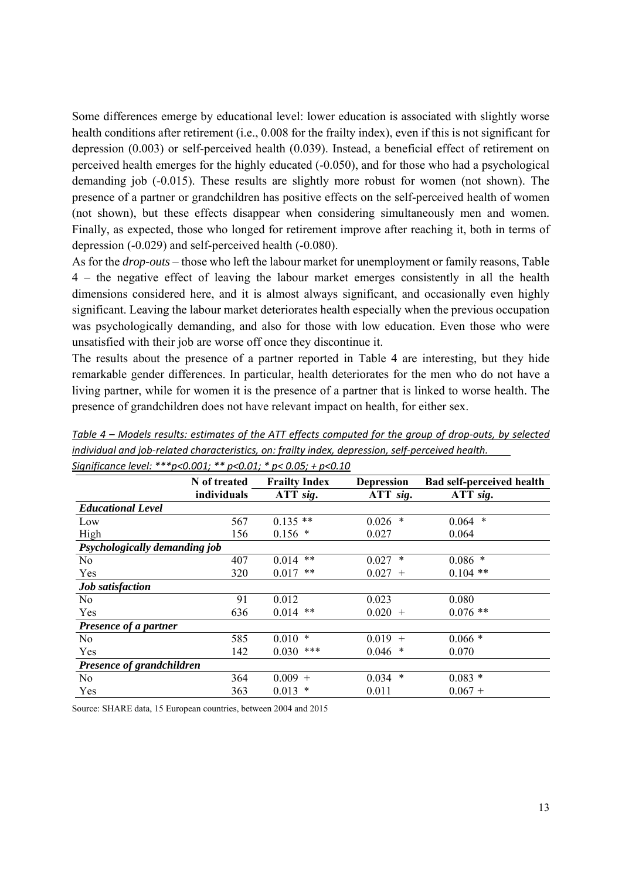Some differences emerge by educational level: lower education is associated with slightly worse health conditions after retirement (i.e., 0.008 for the frailty index), even if this is not significant for depression (0.003) or self-perceived health (0.039). Instead, a beneficial effect of retirement on perceived health emerges for the highly educated (-0.050), and for those who had a psychological demanding job (-0.015). These results are slightly more robust for women (not shown). The presence of a partner or grandchildren has positive effects on the self-perceived health of women (not shown), but these effects disappear when considering simultaneously men and women. Finally, as expected, those who longed for retirement improve after reaching it, both in terms of depression (-0.029) and self-perceived health (-0.080).

As for the *drop-outs* – those who left the labour market for unemployment or family reasons, Table 4 – the negative effect of leaving the labour market emerges consistently in all the health dimensions considered here, and it is almost always significant, and occasionally even highly significant. Leaving the labour market deteriorates health especially when the previous occupation was psychologically demanding, and also for those with low education. Even those who were unsatisfied with their job are worse off once they discontinue it.

The results about the presence of a partner reported in Table 4 are interesting, but they hide remarkable gender differences. In particular, health deteriorates for the men who do not have a living partner, while for women it is the presence of a partner that is linked to worse health. The presence of grandchildren does not have relevant impact on health, for either sex.

*Table 4 – Models results: estimates of the ATT effects computed for the group of drop-outs, by selected individual and job-related characteristics, on: frailty index, depression, self-perceived health.*
*Significance level: ***p<0.001; ** p<0.01; * p< 0.05; + p<0.10*

| | N of treated individuals | Frailty Index ATT *sig.* | Depression ATT *sig.* | Bad self-perceived health ATT *sig.* |
|---|---|---|---|---|
| ***Educational Level*** | | | | |
| Low | 567 | 0.135 ** | 0.026 * | 0.064 * |
| High | 156 | 0.156 * | 0.027 | 0.064 |
| ***Psychologically demanding job*** | | | | |
| No | 407 | 0.014 ** | 0.027 * | 0.086 * |
| Yes | 320 | 0.017 ** | 0.027 + | 0.104 ** |
| ***Job satisfaction*** | | | | |
| No | 91 | 0.012 | 0.023 | 0.080 |
| Yes | 636 | 0.014 ** | 0.020 + | 0.076 ** |
| ***Presence of a partner*** | | | | |
| No | 585 | 0.010 * | 0.019 + | 0.066 * |
| Yes | 142 | 0.030 *** | 0.046 * | 0.070 |
| ***Presence of grandchildren*** | | | | |
| No | 364 | 0.009 + | 0.034 * | 0.083 * |
| Yes | 363 | 0.013 * | 0.011 | 0.067 + |

Source: SHARE data, 15 European countries, between 2004 and 2015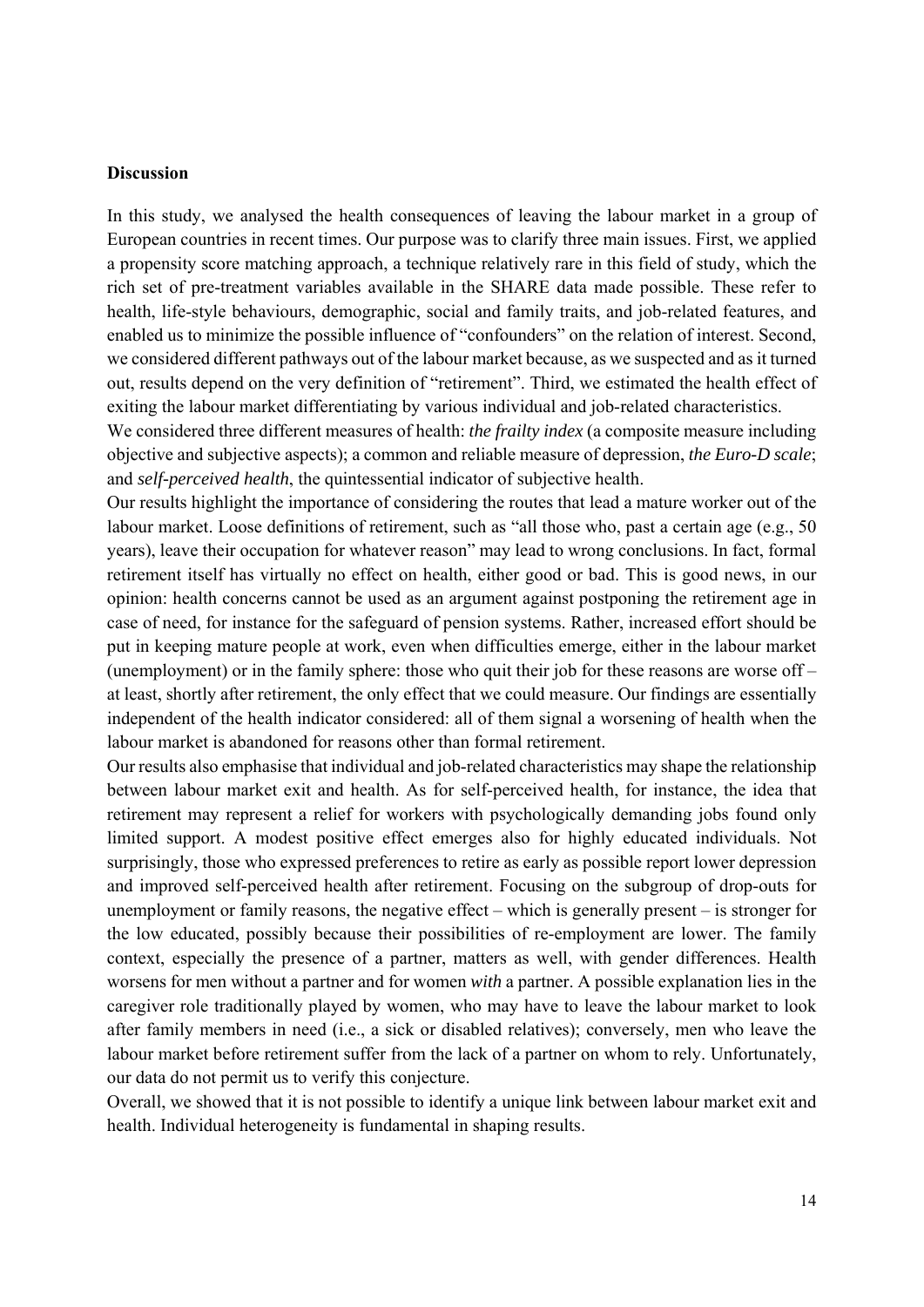**Discussion**

In this study, we analysed the health consequences of leaving the labour market in a group of European countries in recent times. Our purpose was to clarify three main issues. First, we applied a propensity score matching approach, a technique relatively rare in this field of study, which the rich set of pre-treatment variables available in the SHARE data made possible. These refer to health, life-style behaviours, demographic, social and family traits, and job-related features, and enabled us to minimize the possible influence of "confounders" on the relation of interest. Second, we considered different pathways out of the labour market because, as we suspected and as it turned out, results depend on the very definition of "retirement". Third, we estimated the health effect of exiting the labour market differentiating by various individual and job-related characteristics.

We considered three different measures of health: *the frailty index* (a composite measure including objective and subjective aspects); a common and reliable measure of depression, *the Euro-D scale*; and *self-perceived health*, the quintessential indicator of subjective health.

Our results highlight the importance of considering the routes that lead a mature worker out of the labour market. Loose definitions of retirement, such as "all those who, past a certain age (e.g., 50 years), leave their occupation for whatever reason" may lead to wrong conclusions. In fact, formal retirement itself has virtually no effect on health, either good or bad. This is good news, in our opinion: health concerns cannot be used as an argument against postponing the retirement age in case of need, for instance for the safeguard of pension systems. Rather, increased effort should be put in keeping mature people at work, even when difficulties emerge, either in the labour market (unemployment) or in the family sphere: those who quit their job for these reasons are worse off – at least, shortly after retirement, the only effect that we could measure. Our findings are essentially independent of the health indicator considered: all of them signal a worsening of health when the labour market is abandoned for reasons other than formal retirement.

Our results also emphasise that individual and job-related characteristics may shape the relationship between labour market exit and health. As for self-perceived health, for instance, the idea that retirement may represent a relief for workers with psychologically demanding jobs found only limited support. A modest positive effect emerges also for highly educated individuals. Not surprisingly, those who expressed preferences to retire as early as possible report lower depression and improved self-perceived health after retirement. Focusing on the subgroup of drop-outs for unemployment or family reasons, the negative effect – which is generally present – is stronger for the low educated, possibly because their possibilities of re-employment are lower. The family context, especially the presence of a partner, matters as well, with gender differences. Health worsens for men without a partner and for women *with* a partner. A possible explanation lies in the caregiver role traditionally played by women, who may have to leave the labour market to look after family members in need (i.e., a sick or disabled relatives); conversely, men who leave the labour market before retirement suffer from the lack of a partner on whom to rely. Unfortunately, our data do not permit us to verify this conjecture.

Overall, we showed that it is not possible to identify a unique link between labour market exit and health. Individual heterogeneity is fundamental in shaping results.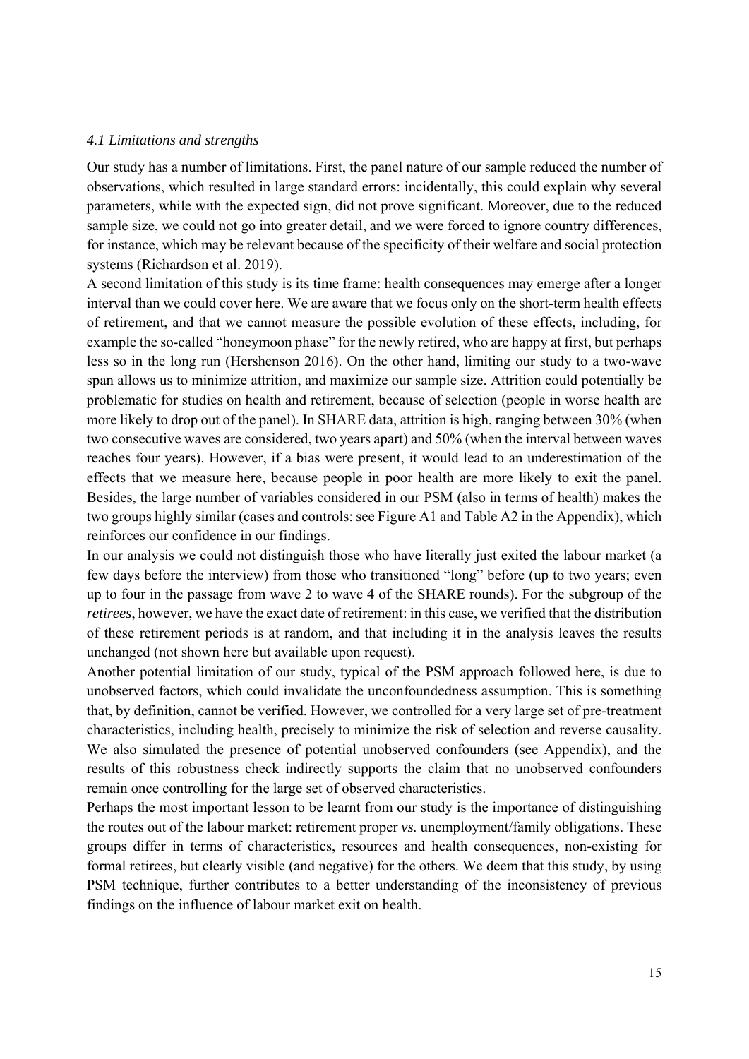### *4.1 Limitations and strengths*

Our study has a number of limitations. First, the panel nature of our sample reduced the number of observations, which resulted in large standard errors: incidentally, this could explain why several parameters, while with the expected sign, did not prove significant. Moreover, due to the reduced sample size, we could not go into greater detail, and we were forced to ignore country differences, for instance, which may be relevant because of the specificity of their welfare and social protection systems (Richardson et al. 2019).

A second limitation of this study is its time frame: health consequences may emerge after a longer interval than we could cover here. We are aware that we focus only on the short-term health effects of retirement, and that we cannot measure the possible evolution of these effects, including, for example the so-called "honeymoon phase" for the newly retired, who are happy at first, but perhaps less so in the long run (Hershenson 2016). On the other hand, limiting our study to a two-wave span allows us to minimize attrition, and maximize our sample size. Attrition could potentially be problematic for studies on health and retirement, because of selection (people in worse health are more likely to drop out of the panel). In SHARE data, attrition is high, ranging between 30% (when two consecutive waves are considered, two years apart) and 50% (when the interval between waves reaches four years). However, if a bias were present, it would lead to an underestimation of the effects that we measure here, because people in poor health are more likely to exit the panel. Besides, the large number of variables considered in our PSM (also in terms of health) makes the two groups highly similar (cases and controls: see Figure A1 and Table A2 in the Appendix), which reinforces our confidence in our findings.

In our analysis we could not distinguish those who have literally just exited the labour market (a few days before the interview) from those who transitioned "long" before (up to two years; even up to four in the passage from wave 2 to wave 4 of the SHARE rounds). For the subgroup of the *retirees*, however, we have the exact date of retirement: in this case, we verified that the distribution of these retirement periods is at random, and that including it in the analysis leaves the results unchanged (not shown here but available upon request).

Another potential limitation of our study, typical of the PSM approach followed here, is due to unobserved factors, which could invalidate the unconfoundedness assumption. This is something that, by definition, cannot be verified. However, we controlled for a very large set of pre-treatment characteristics, including health, precisely to minimize the risk of selection and reverse causality. We also simulated the presence of potential unobserved confounders (see Appendix), and the results of this robustness check indirectly supports the claim that no unobserved confounders remain once controlling for the large set of observed characteristics.

Perhaps the most important lesson to be learnt from our study is the importance of distinguishing the routes out of the labour market: retirement proper *vs.* unemployment/family obligations. These groups differ in terms of characteristics, resources and health consequences, non-existing for formal retirees, but clearly visible (and negative) for the others. We deem that this study, by using PSM technique, further contributes to a better understanding of the inconsistency of previous findings on the influence of labour market exit on health.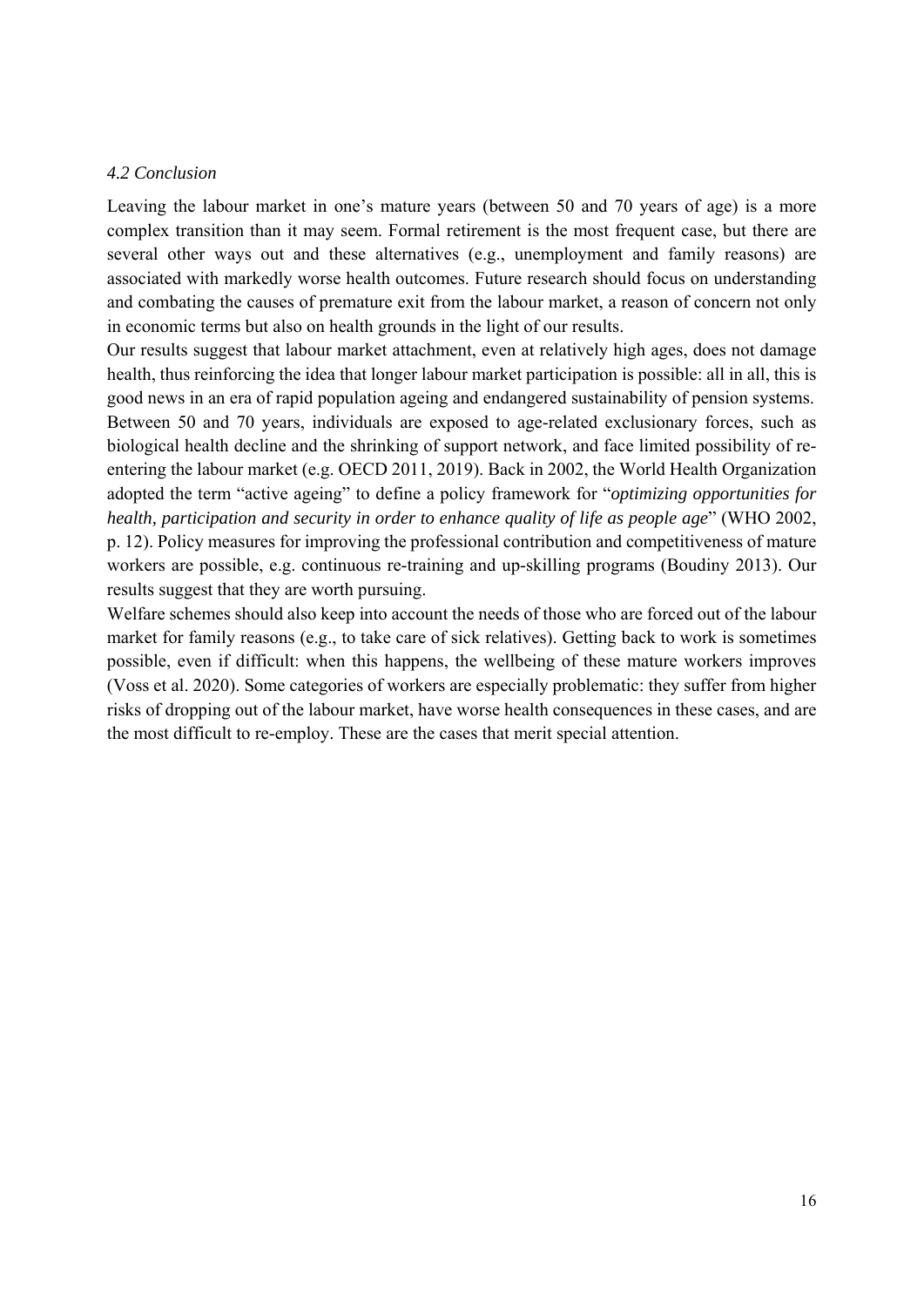### *4.2 Conclusion*

Leaving the labour market in one's mature years (between 50 and 70 years of age) is a more complex transition than it may seem. Formal retirement is the most frequent case, but there are several other ways out and these alternatives (e.g., unemployment and family reasons) are associated with markedly worse health outcomes. Future research should focus on understanding and combating the causes of premature exit from the labour market, a reason of concern not only in economic terms but also on health grounds in the light of our results.

Our results suggest that labour market attachment, even at relatively high ages, does not damage health, thus reinforcing the idea that longer labour market participation is possible: all in all, this is good news in an era of rapid population ageing and endangered sustainability of pension systems. Between 50 and 70 years, individuals are exposed to age-related exclusionary forces, such as biological health decline and the shrinking of support network, and face limited possibility of re-entering the labour market (e.g. OECD 2011, 2019). Back in 2002, the World Health Organization adopted the term "active ageing" to define a policy framework for "*optimizing opportunities for health, participation and security in order to enhance quality of life as people age*" (WHO 2002, p. 12). Policy measures for improving the professional contribution and competitiveness of mature workers are possible, e.g. continuous re-training and up-skilling programs (Boudiny 2013). Our results suggest that they are worth pursuing.

Welfare schemes should also keep into account the needs of those who are forced out of the labour market for family reasons (e.g., to take care of sick relatives). Getting back to work is sometimes possible, even if difficult: when this happens, the wellbeing of these mature workers improves (Voss et al. 2020). Some categories of workers are especially problematic: they suffer from higher risks of dropping out of the labour market, have worse health consequences in these cases, and are the most difficult to re-employ. These are the cases that merit special attention.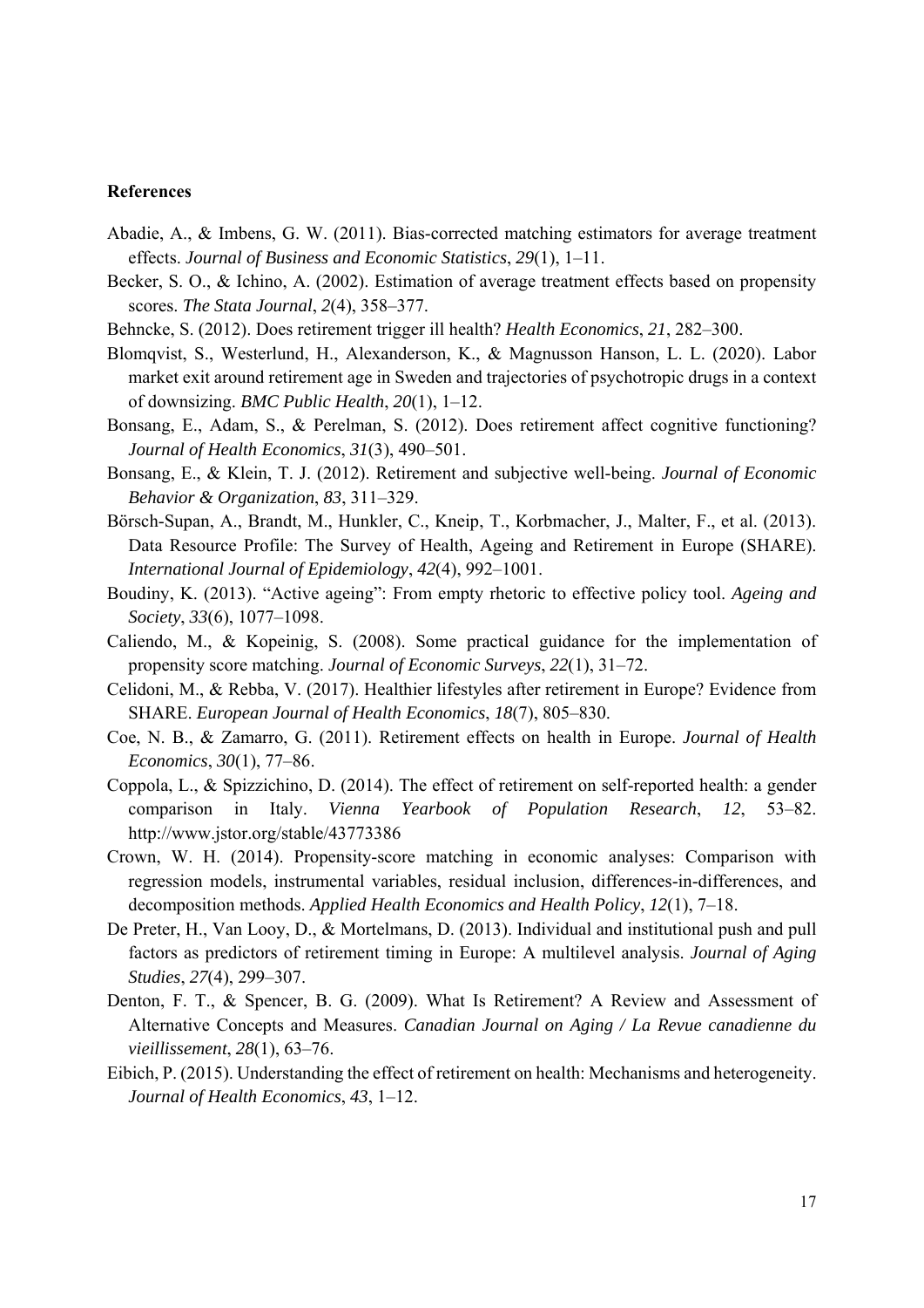**References**

Abadie, A., & Imbens, G. W. (2011). Bias-corrected matching estimators for average treatment effects. *Journal of Business and Economic Statistics*, *29*(1), 1–11.

Becker, S. O., & Ichino, A. (2002). Estimation of average treatment effects based on propensity scores. *The Stata Journal*, *2*(4), 358–377.

Behncke, S. (2012). Does retirement trigger ill health? *Health Economics*, *21*, 282–300.

Blomqvist, S., Westerlund, H., Alexanderson, K., & Magnusson Hanson, L. L. (2020). Labor market exit around retirement age in Sweden and trajectories of psychotropic drugs in a context of downsizing. *BMC Public Health*, *20*(1), 1–12.

Bonsang, E., Adam, S., & Perelman, S. (2012). Does retirement affect cognitive functioning? *Journal of Health Economics*, *31*(3), 490–501.

Bonsang, E., & Klein, T. J. (2012). Retirement and subjective well-being. *Journal of Economic Behavior & Organization*, *83*, 311–329.

Börsch-Supan, A., Brandt, M., Hunkler, C., Kneip, T., Korbmacher, J., Malter, F., et al. (2013). Data Resource Profile: The Survey of Health, Ageing and Retirement in Europe (SHARE). *International Journal of Epidemiology*, *42*(4), 992–1001.

Boudiny, K. (2013). "Active ageing": From empty rhetoric to effective policy tool. *Ageing and Society*, *33*(6), 1077–1098.

Caliendo, M., & Kopeinig, S. (2008). Some practical guidance for the implementation of propensity score matching. *Journal of Economic Surveys*, *22*(1), 31–72.

Celidoni, M., & Rebba, V. (2017). Healthier lifestyles after retirement in Europe? Evidence from SHARE. *European Journal of Health Economics*, *18*(7), 805–830.

Coe, N. B., & Zamarro, G. (2011). Retirement effects on health in Europe. *Journal of Health Economics*, *30*(1), 77–86.

Coppola, L., & Spizzichino, D. (2014). The effect of retirement on self-reported health: a gender comparison in Italy. *Vienna Yearbook of Population Research*, *12*, 53–82. http://www.jstor.org/stable/43773386

Crown, W. H. (2014). Propensity-score matching in economic analyses: Comparison with regression models, instrumental variables, residual inclusion, differences-in-differences, and decomposition methods. *Applied Health Economics and Health Policy*, *12*(1), 7–18.

De Preter, H., Van Looy, D., & Mortelmans, D. (2013). Individual and institutional push and pull factors as predictors of retirement timing in Europe: A multilevel analysis. *Journal of Aging Studies*, *27*(4), 299–307.

Denton, F. T., & Spencer, B. G. (2009). What Is Retirement? A Review and Assessment of Alternative Concepts and Measures. *Canadian Journal on Aging / La Revue canadienne du vieillissement*, *28*(1), 63–76.

Eibich, P. (2015). Understanding the effect of retirement on health: Mechanisms and heterogeneity. *Journal of Health Economics*, *43*, 1–12.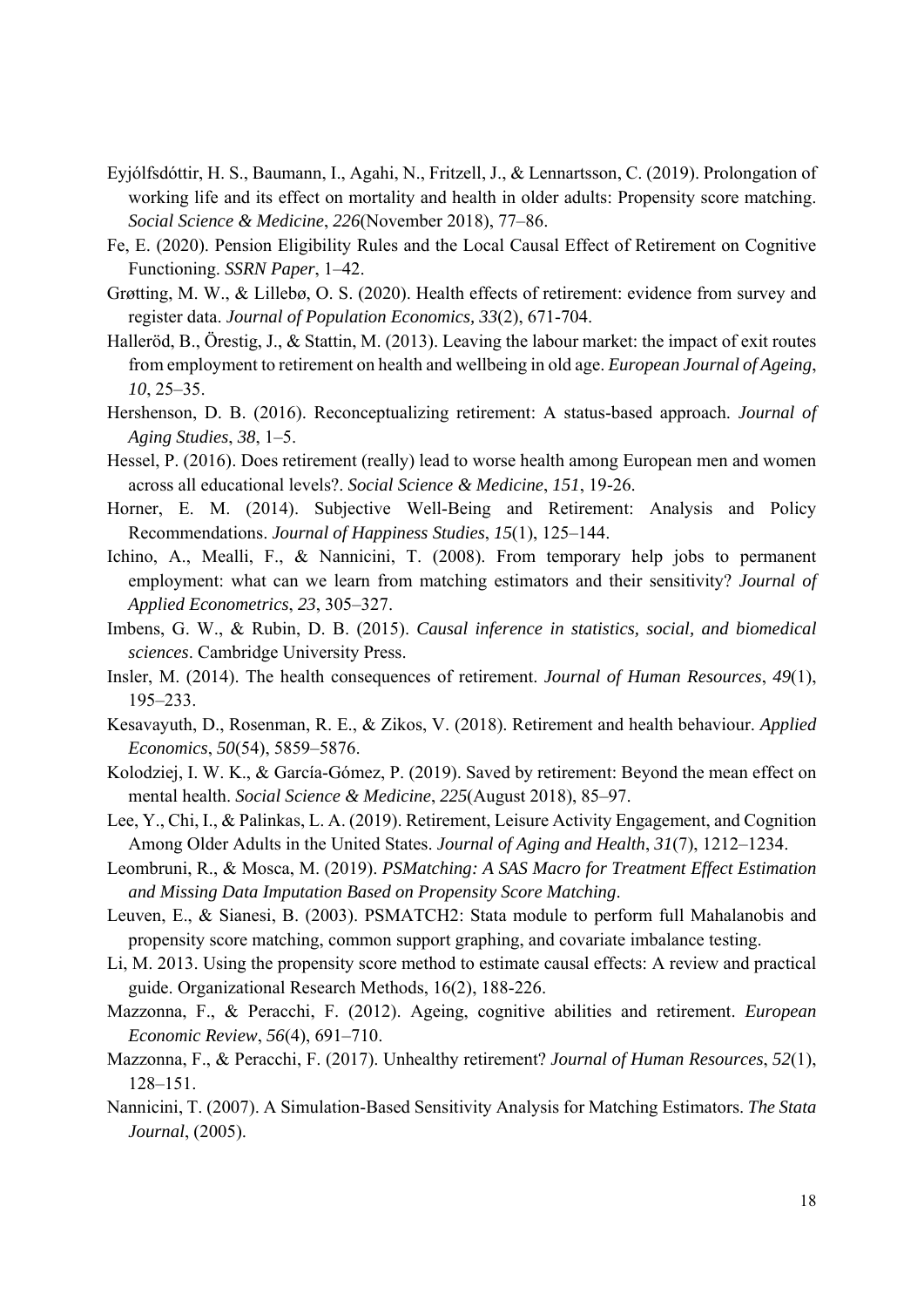Eyjólfsdóttir, H. S., Baumann, I., Agahi, N., Fritzell, J., & Lennartsson, C. (2019). Prolongation of working life and its effect on mortality and health in older adults: Propensity score matching. *Social Science & Medicine*, *226*(November 2018), 77–86.

Fe, E. (2020). Pension Eligibility Rules and the Local Causal Effect of Retirement on Cognitive Functioning. *SSRN Paper*, 1–42.

Grøtting, M. W., & Lillebø, O. S. (2020). Health effects of retirement: evidence from survey and register data. *Journal of Population Economics, 33*(2), 671-704.

Halleröd, B., Örestig, J., & Stattin, M. (2013). Leaving the labour market: the impact of exit routes from employment to retirement on health and wellbeing in old age. *European Journal of Ageing*, *10*, 25–35.

Hershenson, D. B. (2016). Reconceptualizing retirement: A status-based approach. *Journal of Aging Studies*, *38*, 1–5.

Hessel, P. (2016). Does retirement (really) lead to worse health among European men and women across all educational levels?. *Social Science & Medicine*, *151*, 19-26.

Horner, E. M. (2014). Subjective Well-Being and Retirement: Analysis and Policy Recommendations. *Journal of Happiness Studies*, *15*(1), 125–144.

Ichino, A., Mealli, F., & Nannicini, T. (2008). From temporary help jobs to permanent employment: what can we learn from matching estimators and their sensitivity? *Journal of Applied Econometrics*, *23*, 305–327.

Imbens, G. W., & Rubin, D. B. (2015). *Causal inference in statistics, social, and biomedical sciences*. Cambridge University Press.

Insler, M. (2014). The health consequences of retirement. *Journal of Human Resources*, *49*(1), 195–233.

Kesavayuth, D., Rosenman, R. E., & Zikos, V. (2018). Retirement and health behaviour. *Applied Economics*, *50*(54), 5859–5876.

Kolodziej, I. W. K., & García-Gómez, P. (2019). Saved by retirement: Beyond the mean effect on mental health. *Social Science & Medicine*, *225*(August 2018), 85–97.

Lee, Y., Chi, I., & Palinkas, L. A. (2019). Retirement, Leisure Activity Engagement, and Cognition Among Older Adults in the United States. *Journal of Aging and Health*, *31*(7), 1212–1234.

Leombruni, R., & Mosca, M. (2019). *PSMatching: A SAS Macro for Treatment Effect Estimation and Missing Data Imputation Based on Propensity Score Matching*.

Leuven, E., & Sianesi, B. (2003). PSMATCH2: Stata module to perform full Mahalanobis and propensity score matching, common support graphing, and covariate imbalance testing.

Li, M. 2013. Using the propensity score method to estimate causal effects: A review and practical guide. Organizational Research Methods, 16(2), 188-226.

Mazzonna, F., & Peracchi, F. (2012). Ageing, cognitive abilities and retirement. *European Economic Review*, *56*(4), 691–710.

Mazzonna, F., & Peracchi, F. (2017). Unhealthy retirement? *Journal of Human Resources*, *52*(1), 128–151.

Nannicini, T. (2007). A Simulation-Based Sensitivity Analysis for Matching Estimators. *The Stata Journal*, (2005).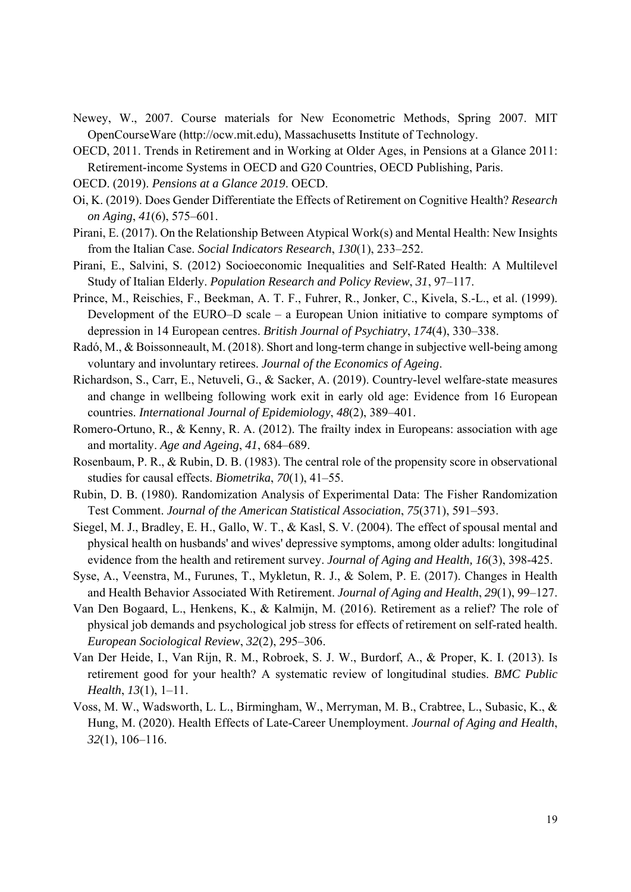Newey, W., 2007. Course materials for New Econometric Methods, Spring 2007. MIT OpenCourseWare (http://ocw.mit.edu), Massachusetts Institute of Technology.

OECD, 2011. Trends in Retirement and in Working at Older Ages, in Pensions at a Glance 2011: Retirement-income Systems in OECD and G20 Countries, OECD Publishing, Paris.

OECD. (2019). *Pensions at a Glance 2019*. OECD.

Oi, K. (2019). Does Gender Differentiate the Effects of Retirement on Cognitive Health? *Research on Aging*, *41*(6), 575–601.

Pirani, E. (2017). On the Relationship Between Atypical Work(s) and Mental Health: New Insights from the Italian Case. *Social Indicators Research*, *130*(1), 233–252.

Pirani, E., Salvini, S. (2012) Socioeconomic Inequalities and Self-Rated Health: A Multilevel Study of Italian Elderly. *Population Research and Policy Review*, *31*, 97–117.

Prince, M., Reischies, F., Beekman, A. T. F., Fuhrer, R., Jonker, C., Kivela, S.-L., et al. (1999). Development of the EURO–D scale – a European Union initiative to compare symptoms of depression in 14 European centres. *British Journal of Psychiatry*, *174*(4), 330–338.

Radó, M., & Boissonneault, M. (2018). Short and long-term change in subjective well-being among voluntary and involuntary retirees. *Journal of the Economics of Ageing*.

Richardson, S., Carr, E., Netuveli, G., & Sacker, A. (2019). Country-level welfare-state measures and change in wellbeing following work exit in early old age: Evidence from 16 European countries. *International Journal of Epidemiology*, *48*(2), 389–401.

Romero-Ortuno, R., & Kenny, R. A. (2012). The frailty index in Europeans: association with age and mortality. *Age and Ageing*, *41*, 684–689.

Rosenbaum, P. R., & Rubin, D. B. (1983). The central role of the propensity score in observational studies for causal effects. *Biometrika*, *70*(1), 41–55.

Rubin, D. B. (1980). Randomization Analysis of Experimental Data: The Fisher Randomization Test Comment. *Journal of the American Statistical Association*, *75*(371), 591–593.

Siegel, M. J., Bradley, E. H., Gallo, W. T., & Kasl, S. V. (2004). The effect of spousal mental and physical health on husbands' and wives' depressive symptoms, among older adults: longitudinal evidence from the health and retirement survey. *Journal of Aging and Health, 16*(3), 398-425.

Syse, A., Veenstra, M., Furunes, T., Mykletun, R. J., & Solem, P. E. (2017). Changes in Health and Health Behavior Associated With Retirement. *Journal of Aging and Health*, *29*(1), 99–127.

Van Den Bogaard, L., Henkens, K., & Kalmijn, M. (2016). Retirement as a relief? The role of physical job demands and psychological job stress for effects of retirement on self-rated health. *European Sociological Review*, *32*(2), 295–306.

Van Der Heide, I., Van Rijn, R. M., Robroek, S. J. W., Burdorf, A., & Proper, K. I. (2013). Is retirement good for your health? A systematic review of longitudinal studies. *BMC Public Health*, *13*(1), 1–11.

Voss, M. W., Wadsworth, L. L., Birmingham, W., Merryman, M. B., Crabtree, L., Subasic, K., & Hung, M. (2020). Health Effects of Late-Career Unemployment. *Journal of Aging and Health*, *32*(1), 106–116.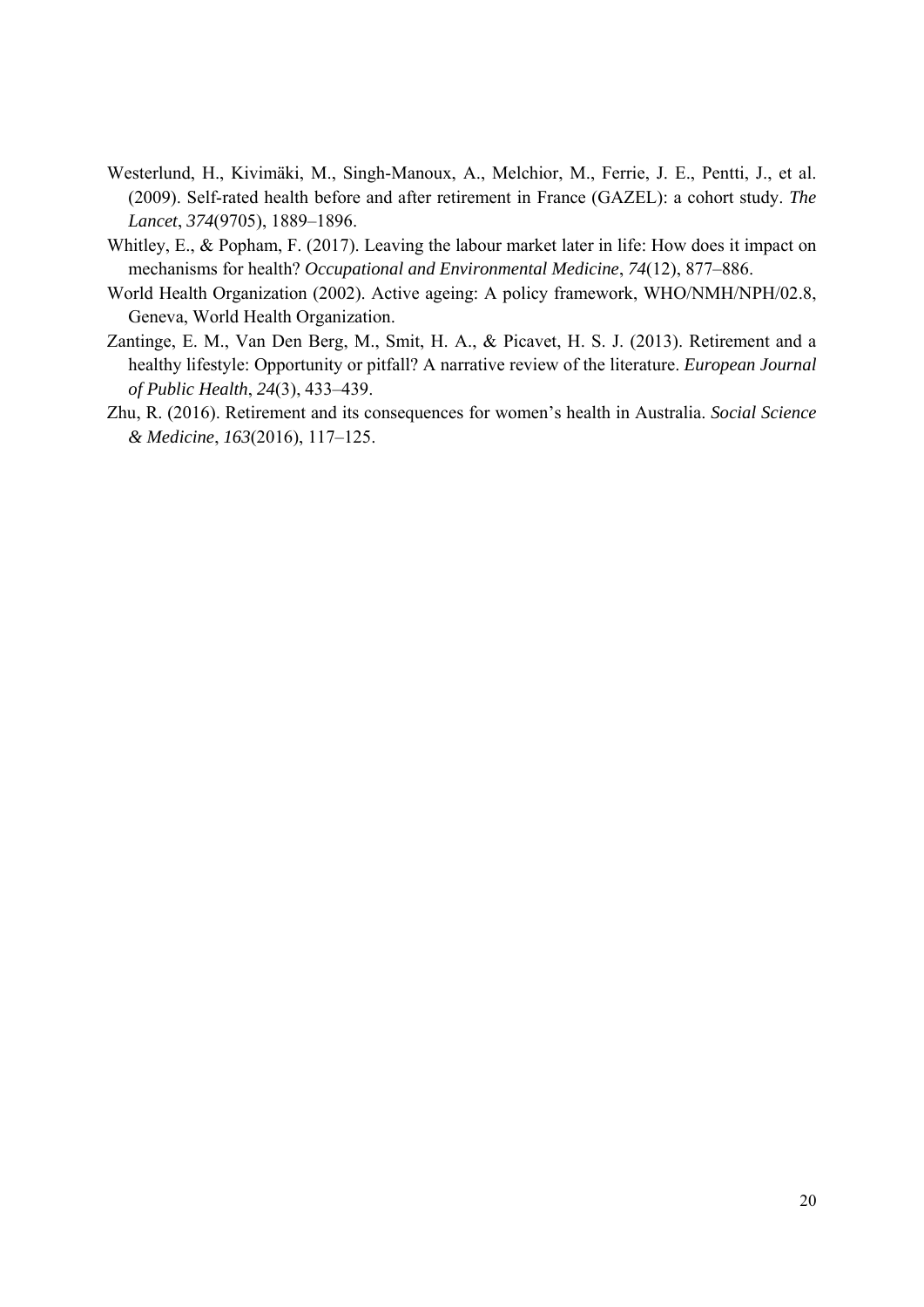Westerlund, H., Kivimäki, M., Singh-Manoux, A., Melchior, M., Ferrie, J. E., Pentti, J., et al. (2009). Self-rated health before and after retirement in France (GAZEL): a cohort study. *The Lancet*, *374*(9705), 1889–1896.

Whitley, E., & Popham, F. (2017). Leaving the labour market later in life: How does it impact on mechanisms for health? *Occupational and Environmental Medicine*, *74*(12), 877–886.

World Health Organization (2002). Active ageing: A policy framework, WHO/NMH/NPH/02.8, Geneva, World Health Organization.

Zantinge, E. M., Van Den Berg, M., Smit, H. A., & Picavet, H. S. J. (2013). Retirement and a healthy lifestyle: Opportunity or pitfall? A narrative review of the literature. *European Journal of Public Health*, *24*(3), 433–439.

Zhu, R. (2016). Retirement and its consequences for women's health in Australia. *Social Science & Medicine*, *163*(2016), 117–125.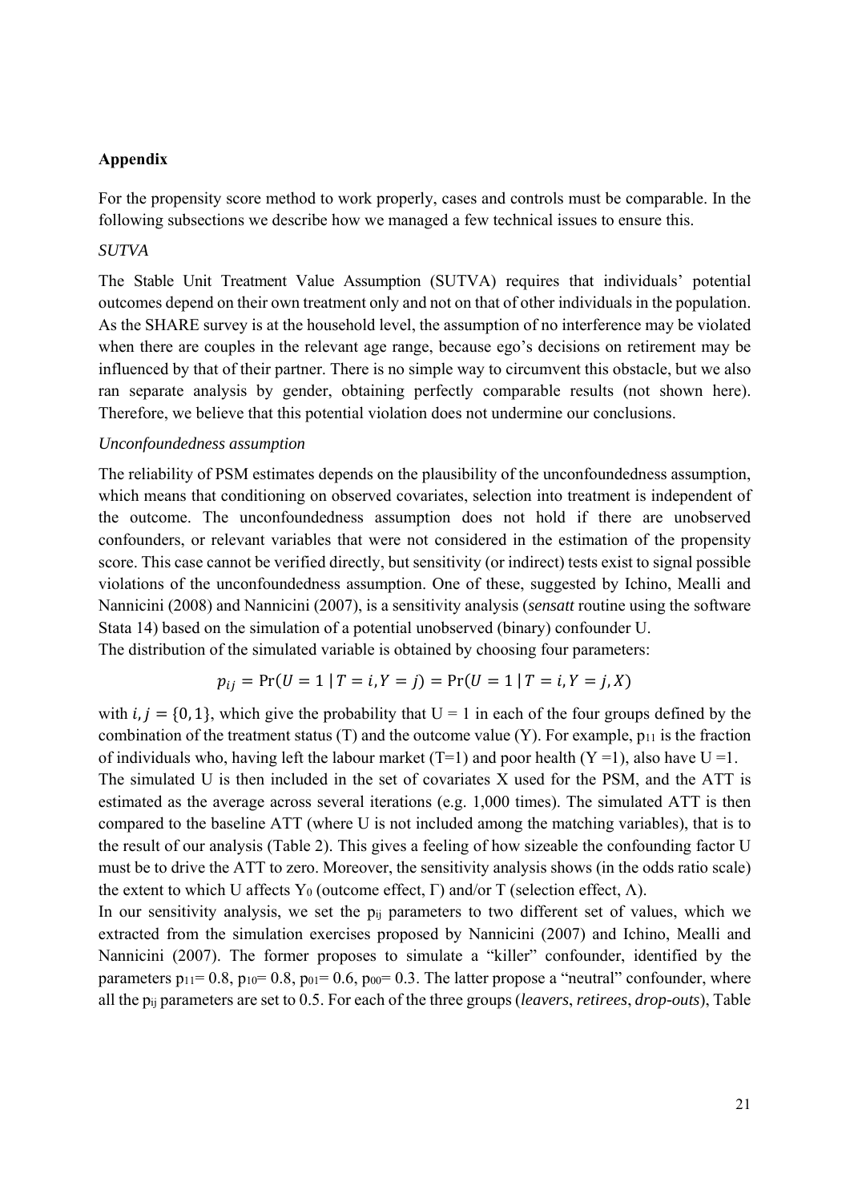## Appendix

For the propensity score method to work properly, cases and controls must be comparable. In the following subsections we describe how we managed a few technical issues to ensure this.

### *SUTVA*

The Stable Unit Treatment Value Assumption (SUTVA) requires that individuals' potential outcomes depend on their own treatment only and not on that of other individuals in the population. As the SHARE survey is at the household level, the assumption of no interference may be violated when there are couples in the relevant age range, because ego's decisions on retirement may be influenced by that of their partner. There is no simple way to circumvent this obstacle, but we also ran separate analysis by gender, obtaining perfectly comparable results (not shown here). Therefore, we believe that this potential violation does not undermine our conclusions.

### *Unconfoundedness assumption*

The reliability of PSM estimates depends on the plausibility of the unconfoundedness assumption, which means that conditioning on observed covariates, selection into treatment is independent of the outcome. The unconfoundedness assumption does not hold if there are unobserved confounders, or relevant variables that were not considered in the estimation of the propensity score. This case cannot be verified directly, but sensitivity (or indirect) tests exist to signal possible violations of the unconfoundedness assumption. One of these, suggested by Ichino, Mealli and Nannicini (2008) and Nannicini (2007), is a sensitivity analysis (***sensatt*** routine using the software Stata 14) based on the simulation of a potential unobserved (binary) confounder U.
The distribution of the simulated variable is obtained by choosing four parameters:

$$p_{ij} = \Pr(U = 1 \mid T = i, Y = j) = \Pr(U = 1 \mid T = i, Y = j, X)$$

with $i, j = \{0, 1\}$, which give the probability that U = 1 in each of the four groups defined by the combination of the treatment status (T) and the outcome value (Y). For example, $p_{11}$ is the fraction of individuals who, having left the labour market (T=1) and poor health (Y =1), also have U =1.
The simulated U is then included in the set of covariates X used for the PSM, and the ATT is estimated as the average across several iterations (e.g. 1,000 times). The simulated ATT is then compared to the baseline ATT (where U is not included among the matching variables), that is to the result of our analysis (Table 2). This gives a feeling of how sizeable the confounding factor U must be to drive the ATT to zero. Moreover, the sensitivity analysis shows (in the odds ratio scale) the extent to which U affects $Y_0$ (outcome effect, Γ) and/or T (selection effect, Λ).
In our sensitivity analysis, we set the $p_{ij}$ parameters to two different set of values, which we extracted from the simulation exercises proposed by Nannicini (2007) and Ichino, Mealli and Nannicini (2007). The former proposes to simulate a "killer" confounder, identified by the parameters $p_{11}$= 0.8, $p_{10}$= 0.8, $p_{01}$= 0.6, $p_{00}$= 0.3. The latter propose a "neutral" confounder, where all the $p_{ij}$ parameters are set to 0.5. For each of the three groups (*leavers*, *retirees*, *drop-outs*), Table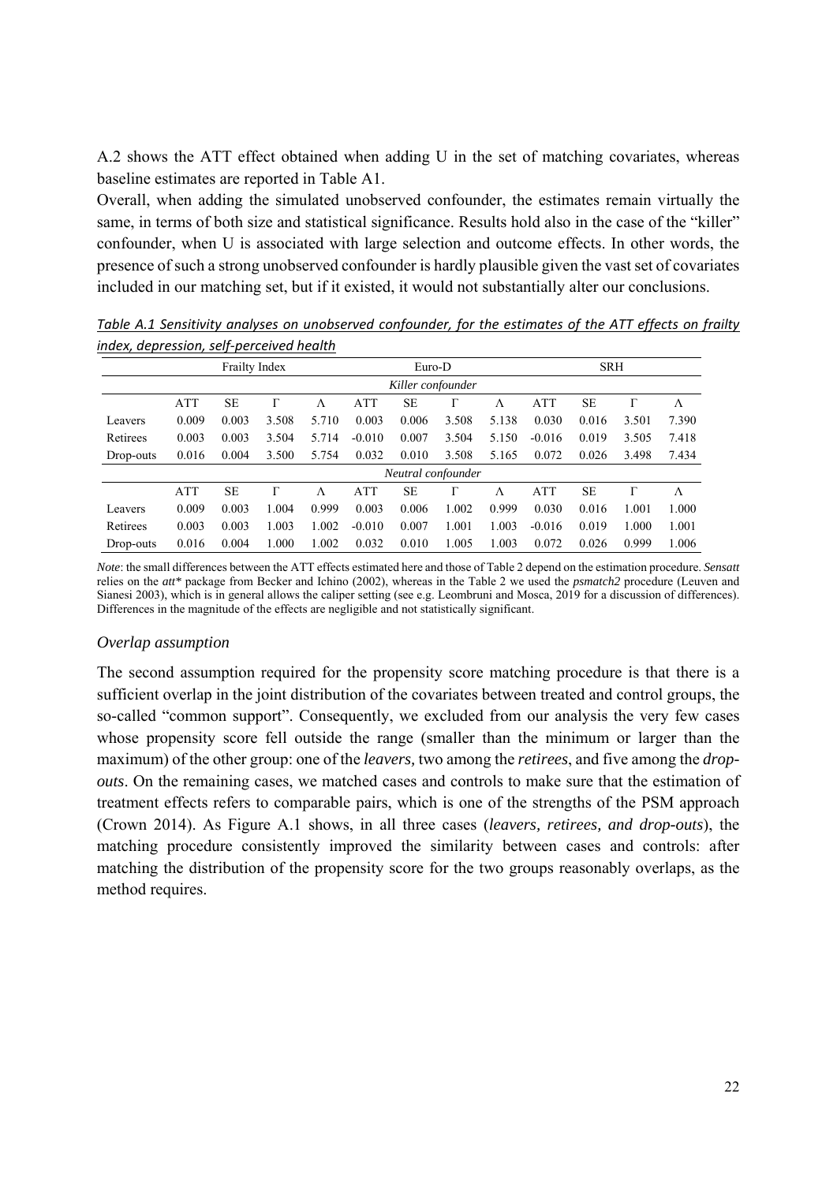A.2 shows the ATT effect obtained when adding U in the set of matching covariates, whereas baseline estimates are reported in Table A1.

Overall, when adding the simulated unobserved confounder, the estimates remain virtually the same, in terms of both size and statistical significance. Results hold also in the case of the "killer" confounder, when U is associated with large selection and outcome effects. In other words, the presence of such a strong unobserved confounder is hardly plausible given the vast set of covariates included in our matching set, but if it existed, it would not substantially alter our conclusions.

*Table A.1 Sensitivity analyses on unobserved confounder, for the estimates of the ATT effects on frailty index, depression, self-perceived health*

| | Frailty Index | | | | Euro-D | | | | SRH | | | |
|---|---|---|---|---|---|---|---|---|---|---|---|---|
| | *Killer confounder* | | | | | | | | | | | |
| | ATT | SE | Γ | Λ | ATT | SE | Γ | Λ | ATT | SE | Γ | Λ |
| Leavers | 0.009 | 0.003 | 3.508 | 5.710 | 0.003 | 0.006 | 3.508 | 5.138 | 0.030 | 0.016 | 3.501 | 7.390 |
| Retirees | 0.003 | 0.003 | 3.504 | 5.714 | -0.010 | 0.007 | 3.504 | 5.150 | -0.016 | 0.019 | 3.505 | 7.418 |
| Drop-outs | 0.016 | 0.004 | 3.500 | 5.754 | 0.032 | 0.010 | 3.508 | 5.165 | 0.072 | 0.026 | 3.498 | 7.434 |
| | *Neutral confounder* | | | | | | | | | | | |
| | ATT | SE | Γ | Λ | ATT | SE | Γ | Λ | ATT | SE | Γ | Λ |
| Leavers | 0.009 | 0.003 | 1.004 | 0.999 | 0.003 | 0.006 | 1.002 | 0.999 | 0.030 | 0.016 | 1.001 | 1.000 |
| Retirees | 0.003 | 0.003 | 1.003 | 1.002 | -0.010 | 0.007 | 1.001 | 1.003 | -0.016 | 0.019 | 1.000 | 1.001 |
| Drop-outs | 0.016 | 0.004 | 1.000 | 1.002 | 0.032 | 0.010 | 1.005 | 1.003 | 0.072 | 0.026 | 0.999 | 1.006 |

*Note*: the small differences between the ATT effects estimated here and those of Table 2 depend on the estimation procedure. *Sensatt* relies on the *att\** package from Becker and Ichino (2002), whereas in the Table 2 we used the *psmatch2* procedure (Leuven and Sianesi 2003), which is in general allows the caliper setting (see e.g. Leombruni and Mosca, 2019 for a discussion of differences). Differences in the magnitude of the effects are negligible and not statistically significant.

### *Overlap assumption*

The second assumption required for the propensity score matching procedure is that there is a sufficient overlap in the joint distribution of the covariates between treated and control groups, the so-called "common support". Consequently, we excluded from our analysis the very few cases whose propensity score fell outside the range (smaller than the minimum or larger than the maximum) of the other group: one of the *leavers,* two among the *retirees*, and five among the *drop-outs*. On the remaining cases, we matched cases and controls to make sure that the estimation of treatment effects refers to comparable pairs, which is one of the strengths of the PSM approach (Crown 2014). As Figure A.1 shows, in all three cases (*leavers, retirees, and drop-outs*), the matching procedure consistently improved the similarity between cases and controls: after matching the distribution of the propensity score for the two groups reasonably overlaps, as the method requires.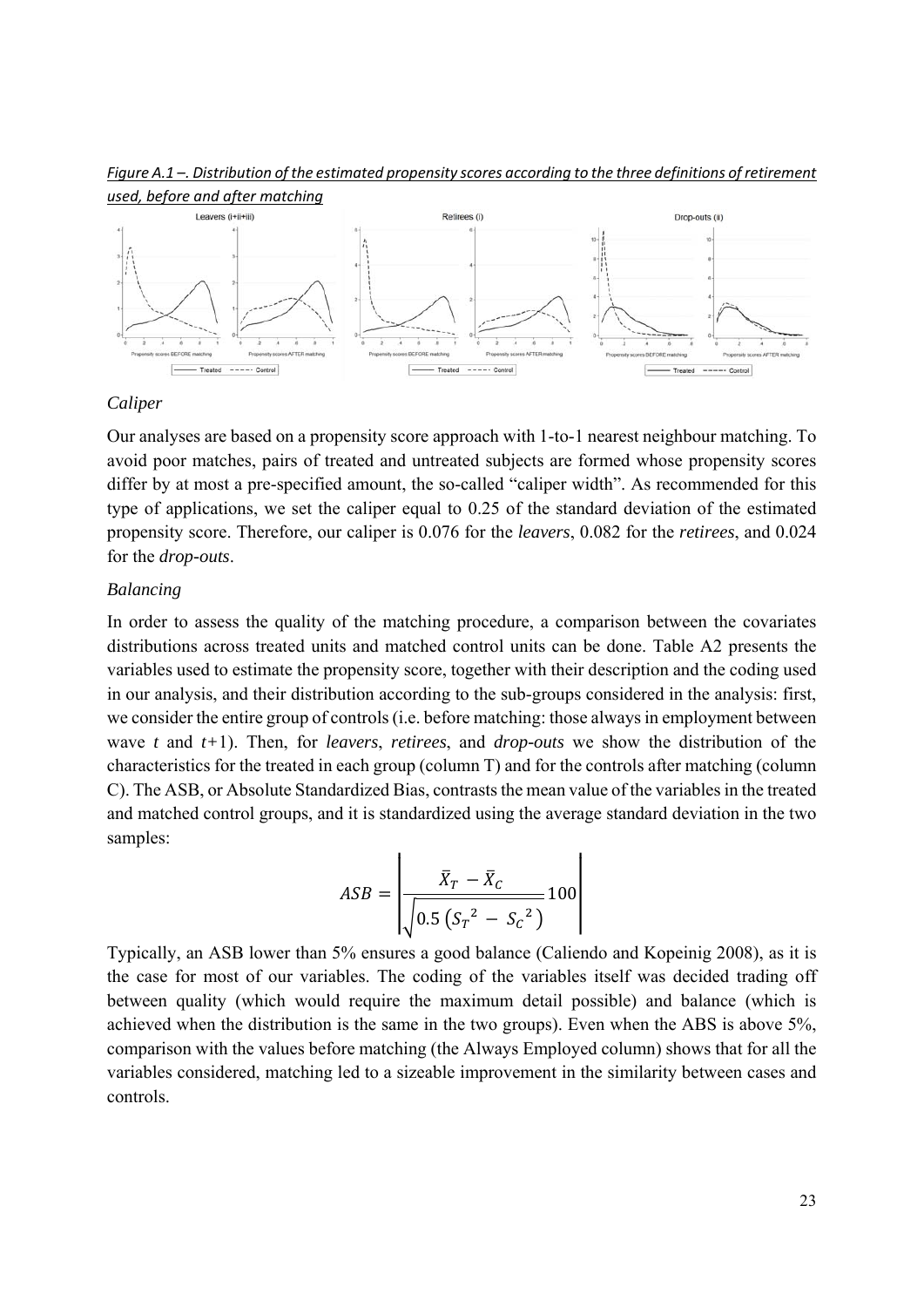*Figure A.1 –. Distribution of the estimated propensity scores according to the three definitions of retirement used, before and after matching*

### *Caliper*

Our analyses are based on a propensity score approach with 1-to-1 nearest neighbour matching. To avoid poor matches, pairs of treated and untreated subjects are formed whose propensity scores differ by at most a pre-specified amount, the so-called "caliper width". As recommended for this type of applications, we set the caliper equal to 0.25 of the standard deviation of the estimated propensity score. Therefore, our caliper is 0.076 for the *leavers*, 0.082 for the *retirees*, and 0.024 for the *drop-outs*.

### *Balancing*

In order to assess the quality of the matching procedure, a comparison between the covariates distributions across treated units and matched control units can be done. Table A2 presents the variables used to estimate the propensity score, together with their description and the coding used in our analysis, and their distribution according to the sub-groups considered in the analysis: first, we consider the entire group of controls (i.e. before matching: those always in employment between wave $t$ and $t+1$). Then, for *leavers*, *retirees*, and *drop-outs* we show the distribution of the characteristics for the treated in each group (column T) and for the controls after matching (column C). The ASB, or Absolute Standardized Bias, contrasts the mean value of the variables in the treated and matched control groups, and it is standardized using the average standard deviation in the two samples:

$$ASB = \left| \frac{\bar{X}_T - \bar{X}_C}{\sqrt{0.5\left(S_T{}^2 - S_C{}^2\right)}} 100 \right|$$

Typically, an ASB lower than 5% ensures a good balance (Caliendo and Kopeinig 2008), as it is the case for most of our variables. The coding of the variables itself was decided trading off between quality (which would require the maximum detail possible) and balance (which is achieved when the distribution is the same in the two groups). Even when the ABS is above 5%, comparison with the values before matching (the Always Employed column) shows that for all the variables considered, matching led to a sizeable improvement in the similarity between cases and controls.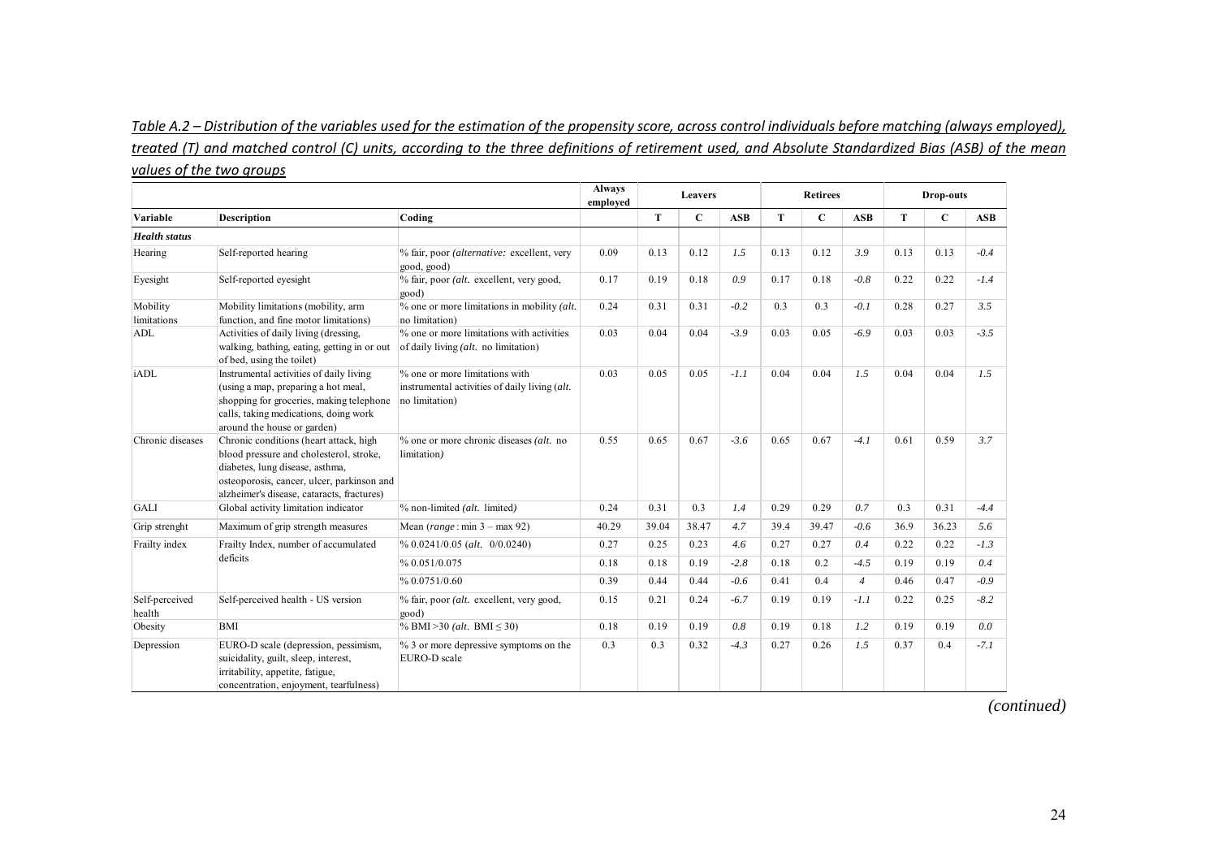*Table A.2 – Distribution of the variables used for the estimation of the propensity score, across control individuals before matching (always employed), treated (T) and matched control (C) units, according to the three definitions of retirement used, and Absolute Standardized Bias (ASB) of the mean values of the two groups*

| | | | Always employed | Leavers | | | Retirees | | | Drop-outs | | |
|---|---|---|---|---|---|---|---|---|---|---|---|---|
| **Variable** | **Description** | **Coding** | | **T** | **C** | **ASB** | **T** | **C** | **ASB** | **T** | **C** | **ASB** |
| ***Health status*** | | | | | | | | | | | | |
| Hearing | Self-reported hearing | % fair, poor *(alternative:* excellent, very good, good) | 0.09 | 0.13 | 0.12 | *1.5* | 0.13 | 0.12 | *3.9* | 0.13 | 0.13 | *-0.4* |
| Eyesight | Self-reported eyesight | % fair, poor *(alt.* excellent, very good, good) | 0.17 | 0.19 | 0.18 | *0.9* | 0.17 | 0.18 | *-0.8* | 0.22 | 0.22 | *-1.4* |
| Mobility limitations | Mobility limitations (mobility, arm function, and fine motor limitations) | % one or more limitations in mobility *(alt.* no limitation) | 0.24 | 0.31 | 0.31 | *-0.2* | 0.3 | 0.3 | *-0.1* | 0.28 | 0.27 | *3.5* |
| ADL | Activities of daily living (dressing, walking, bathing, eating, getting in or out of bed, using the toilet) | % one or more limitations with activities of daily living *(alt.* no limitation) | 0.03 | 0.04 | 0.04 | *-3.9* | 0.03 | 0.05 | *-6.9* | 0.03 | 0.03 | *-3.5* |
| iADL | Instrumental activities of daily living (using a map, preparing a hot meal, shopping for groceries, making telephone calls, taking medications, doing work around the house or garden) | % one or more limitations with instrumental activities of daily living *(alt.* no limitation) | 0.03 | 0.05 | 0.05 | *-1.1* | 0.04 | 0.04 | *1.5* | 0.04 | 0.04 | *1.5* |
| Chronic diseases | Chronic conditions (heart attack, high blood pressure and cholesterol, stroke, diabetes, lung disease, asthma, osteoporosis, cancer, ulcer, parkinson and alzheimer's disease, cataracts, fractures) | % one or more chronic diseases *(alt.* no limitation*)* | 0.55 | 0.65 | 0.67 | *-3.6* | 0.65 | 0.67 | *-4.1* | 0.61 | 0.59 | *3.7* |
| GALI | Global activity limitation indicator | % non-limited *(alt.* limited*)* | 0.24 | 0.31 | 0.3 | *1.4* | 0.29 | 0.29 | *0.7* | 0.3 | 0.31 | *-4.4* |
| Grip strenght | Maximum of grip strength measures | Mean (*range* : min 3 – max 92) | 40.29 | 39.04 | 38.47 | *4.7* | 39.4 | 39.47 | *-0.6* | 36.9 | 36.23 | *5.6* |
| Frailty index | Frailty Index, number of accumulated deficits | % 0.0241/0.05 *(alt.* 0/0.0240) | 0.27 | 0.25 | 0.23 | *4.6* | 0.27 | 0.27 | *0.4* | 0.22 | 0.22 | *-1.3* |
| | | % 0.051/0.075 | 0.18 | 0.18 | 0.19 | *-2.8* | 0.18 | 0.2 | *-4.5* | 0.19 | 0.19 | *0.4* |
| | | % 0.0751/0.60 | 0.39 | 0.44 | 0.44 | *-0.6* | 0.41 | 0.4 | *4* | 0.46 | 0.47 | *-0.9* |
| Self-perceived health | Self-perceived health - US version | % fair, poor *(alt.* excellent, very good, good) | 0.15 | 0.21 | 0.24 | *-6.7* | 0.19 | 0.19 | *-1.1* | 0.22 | 0.25 | *-8.2* |
| Obesity | BMI | % BMI >30 *(alt.* BMI ≤ 30) | 0.18 | 0.19 | 0.19 | *0.8* | 0.19 | 0.18 | *1.2* | 0.19 | 0.19 | *0.0* |
| Depression | EURO-D scale (depression, pessimism, suicidality, guilt, sleep, interest, irritability, appetite, fatigue, concentration, enjoyment, tearfulness) | % 3 or more depressive symptoms on the EURO-D scale | 0.3 | 0.3 | 0.32 | *-4.3* | 0.27 | 0.26 | *1.5* | 0.37 | 0.4 | *-7.1* |

*(continued)*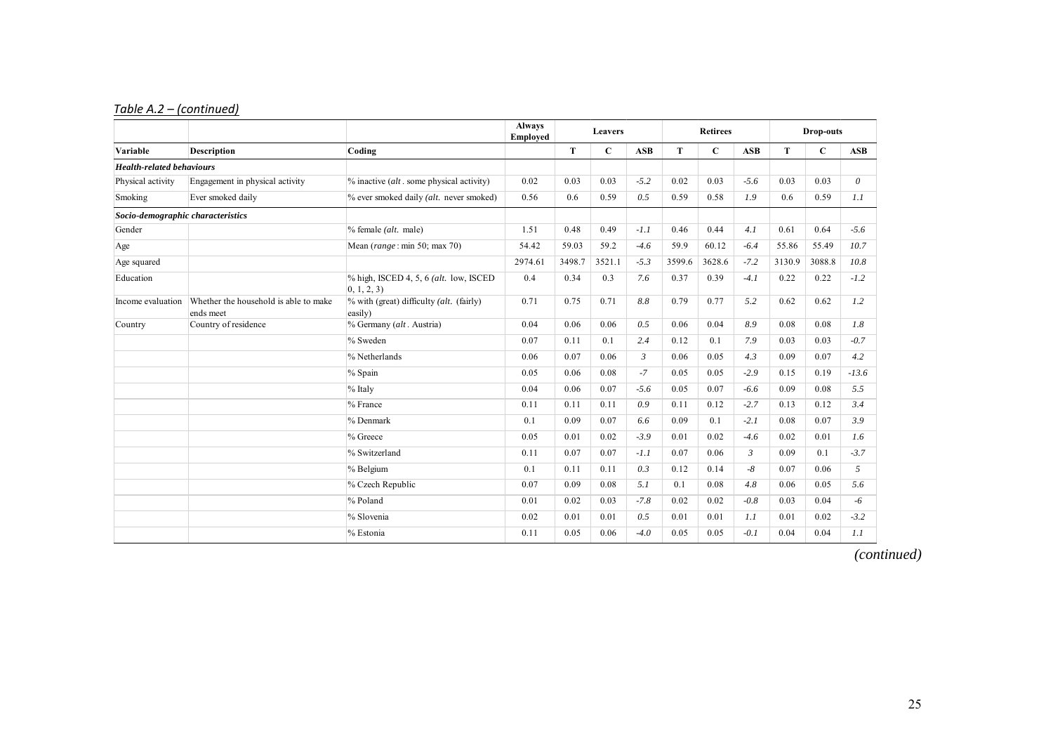*Table A.2 – (continued)*

| | | | Always Employed | Leavers | | | Retirees | | | Drop-outs | | |
|---|---|---|---|---|---|---|---|---|---|---|---|---|
| **Variable** | **Description** | **Coding** | | **T** | **C** | **ASB** | **T** | **C** | **ASB** | **T** | **C** | **ASB** |
| ***Health-related behaviours*** | | | | | | | | | | | | |
| Physical activity | Engagement in physical activity | % inactive (*alt*. some physical activity) | 0.02 | 0.03 | 0.03 | *-5.2* | 0.02 | 0.03 | *-5.6* | 0.03 | 0.03 | *0* |
| Smoking | Ever smoked daily | % ever smoked daily (*alt.* never smoked) | 0.56 | 0.6 | 0.59 | *0.5* | 0.59 | 0.58 | *1.9* | 0.6 | 0.59 | *1.1* |
| ***Socio-demographic characteristics*** | | | | | | | | | | | | |
| Gender | | % female (*alt.* male) | 1.51 | 0.48 | 0.49 | *-1.1* | 0.46 | 0.44 | *4.1* | 0.61 | 0.64 | *-5.6* |
| Age | | Mean (*range*: min 50; max 70) | 54.42 | 59.03 | 59.2 | *-4.6* | 59.9 | 60.12 | *-6.4* | 55.86 | 55.49 | *10.7* |
| Age squared | | | 2974.61 | 3498.7 | 3521.1 | *-5.3* | 3599.6 | 3628.6 | *-7.2* | 3130.9 | 3088.8 | *10.8* |
| Education | | % high, ISCED 4, 5, 6 (*alt.* low, ISCED 0, 1, 2, 3) | 0.4 | 0.34 | 0.3 | *7.6* | 0.37 | 0.39 | *-4.1* | 0.22 | 0.22 | *-1.2* |
| Income evaluation | Whether the household is able to make ends meet | % with (great) difficulty (*alt.* (fairly) easily) | 0.71 | 0.75 | 0.71 | *8.8* | 0.79 | 0.77 | *5.2* | 0.62 | 0.62 | *1.2* |
| Country | Country of residence | % Germany (*alt*. Austria) | 0.04 | 0.06 | 0.06 | *0.5* | 0.06 | 0.04 | *8.9* | 0.08 | 0.08 | *1.8* |
| | | % Sweden | 0.07 | 0.11 | 0.1 | *2.4* | 0.12 | 0.1 | *7.9* | 0.03 | 0.03 | *-0.7* |
| | | % Netherlands | 0.06 | 0.07 | 0.06 | *3* | 0.06 | 0.05 | *4.3* | 0.09 | 0.07 | *4.2* |
| | | % Spain | 0.05 | 0.06 | 0.08 | *-7* | 0.05 | 0.05 | *-2.9* | 0.15 | 0.19 | *-13.6* |
| | | % Italy | 0.04 | 0.06 | 0.07 | *-5.6* | 0.05 | 0.07 | *-6.6* | 0.09 | 0.08 | *5.5* |
| | | % France | 0.11 | 0.11 | 0.11 | *0.9* | 0.11 | 0.12 | *-2.7* | 0.13 | 0.12 | *3.4* |
| | | % Denmark | 0.1 | 0.09 | 0.07 | *6.6* | 0.09 | 0.1 | *-2.1* | 0.08 | 0.07 | *3.9* |
| | | % Greece | 0.05 | 0.01 | 0.02 | *-3.9* | 0.01 | 0.02 | *-4.6* | 0.02 | 0.01 | *1.6* |
| | | % Switzerland | 0.11 | 0.07 | 0.07 | *-1.1* | 0.07 | 0.06 | *3* | 0.09 | 0.1 | *-3.7* |
| | | % Belgium | 0.1 | 0.11 | 0.11 | *0.3* | 0.12 | 0.14 | *-8* | 0.07 | 0.06 | *5* |
| | | % Czech Republic | 0.07 | 0.09 | 0.08 | *5.1* | 0.1 | 0.08 | *4.8* | 0.06 | 0.05 | *5.6* |
| | | % Poland | 0.01 | 0.02 | 0.03 | *-7.8* | 0.02 | 0.02 | *-0.8* | 0.03 | 0.04 | *-6* |
| | | % Slovenia | 0.02 | 0.01 | 0.01 | *0.5* | 0.01 | 0.01 | *1.1* | 0.01 | 0.02 | *-3.2* |
| | | % Estonia | 0.11 | 0.05 | 0.06 | *-4.0* | 0.05 | 0.05 | *-0.1* | 0.04 | 0.04 | *1.1* |

*(continued)*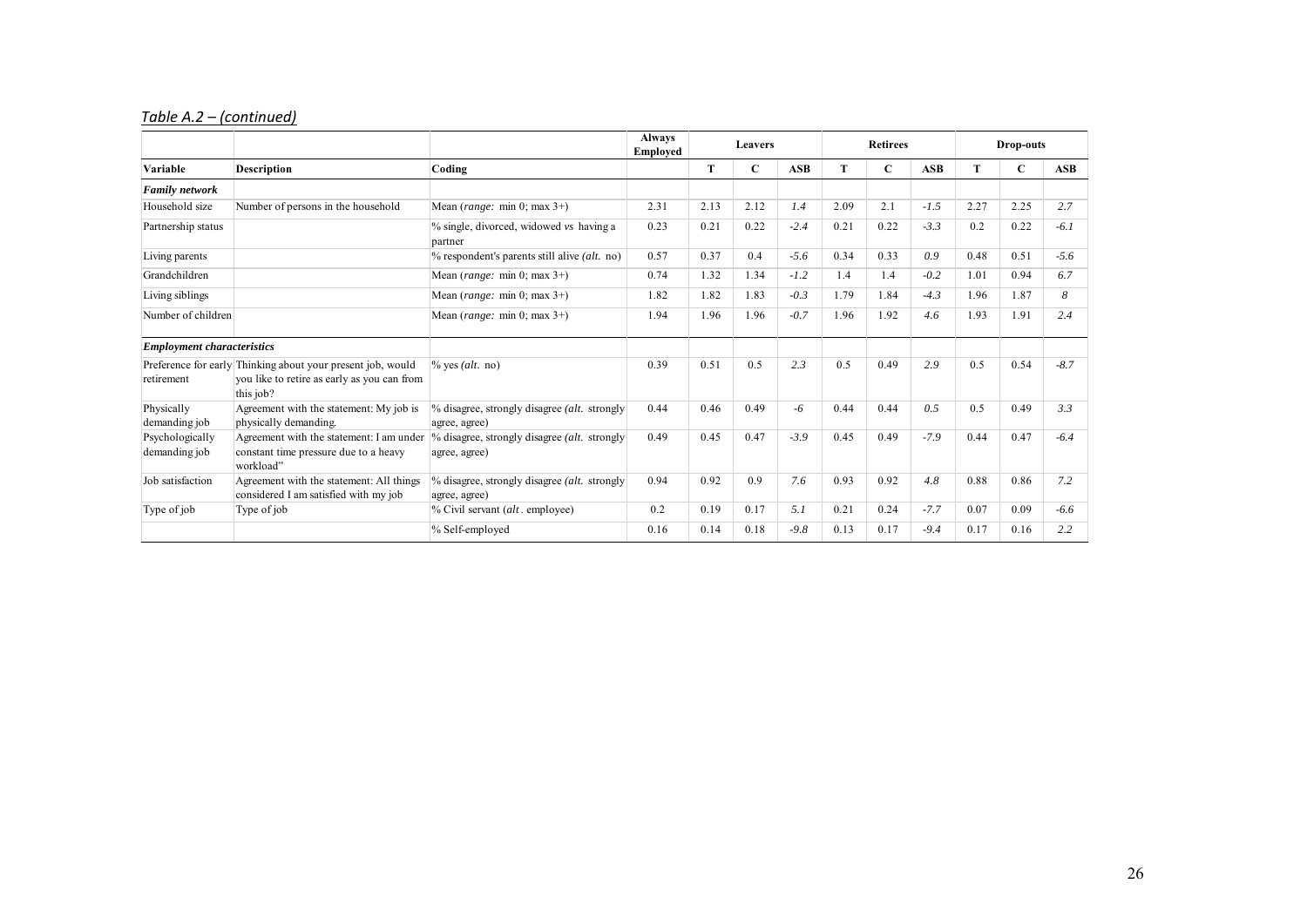*Table A.2 – (continued)*

| | | | Always Employed | Leavers | | | Retirees | | | Drop-outs | | |
|---|---|---|---|---|---|---|---|---|---|---|---|---|
| **Variable** | **Description** | **Coding** | | **T** | **C** | **ASB** | **T** | **C** | **ASB** | **T** | **C** | **ASB** |
| ***Family network*** | | | | | | | | | | | | |
| Household size | Number of persons in the household | Mean (*range:* min 0; max 3+) | 2.31 | 2.13 | 2.12 | *1.4* | 2.09 | 2.1 | *-1.5* | 2.27 | 2.25 | *2.7* |
| Partnership status | | % single, divorced, widowed *vs* having a partner | 0.23 | 0.21 | 0.22 | *-2.4* | 0.21 | 0.22 | *-3.3* | 0.2 | 0.22 | *-6.1* |
| Living parents | | % respondent's parents still alive *(alt.* no) | 0.57 | 0.37 | 0.4 | *-5.6* | 0.34 | 0.33 | *0.9* | 0.48 | 0.51 | *-5.6* |
| Grandchildren | | Mean (*range:* min 0; max 3+) | 0.74 | 1.32 | 1.34 | *-1.2* | 1.4 | 1.4 | *-0.2* | 1.01 | 0.94 | *6.7* |
| Living siblings | | Mean (*range:* min 0; max 3+) | 1.82 | 1.82 | 1.83 | *-0.3* | 1.79 | 1.84 | *-4.3* | 1.96 | 1.87 | *8* |
| Number of children | | Mean (*range:* min 0; max 3+) | 1.94 | 1.96 | 1.96 | *-0.7* | 1.96 | 1.92 | *4.6* | 1.93 | 1.91 | *2.4* |
| ***Employment characteristics*** | | | | | | | | | | | | |
| Preference for early retirement | Thinking about your present job, would you like to retire as early as you can from this job? | % yes *(alt.* no) | 0.39 | 0.51 | 0.5 | *2.3* | 0.5 | 0.49 | *2.9* | 0.5 | 0.54 | *-8.7* |
| Physically demanding job | Agreement with the statement: My job is physically demanding. | % disagree, strongly disagree *(alt.* strongly agree, agree) | 0.44 | 0.46 | 0.49 | *-6* | 0.44 | 0.44 | *0.5* | 0.5 | 0.49 | *3.3* |
| Psychologically demanding job | Agreement with the statement: I am under constant time pressure due to a heavy workload" | % disagree, strongly disagree *(alt.* strongly agree, agree) | 0.49 | 0.45 | 0.47 | *-3.9* | 0.45 | 0.49 | *-7.9* | 0.44 | 0.47 | *-6.4* |
| Job satisfaction | Agreement with the statement: All things considered I am satisfied with my job | % disagree, strongly disagree *(alt.* strongly agree, agree) | 0.94 | 0.92 | 0.9 | *7.6* | 0.93 | 0.92 | *4.8* | 0.88 | 0.86 | *7.2* |
| Type of job | Type of job | % Civil servant (*alt*. employee) | 0.2 | 0.19 | 0.17 | *5.1* | 0.21 | 0.24 | *-7.7* | 0.07 | 0.09 | *-6.6* |
| | | % Self-employed | 0.16 | 0.14 | 0.18 | *-9.8* | 0.13 | 0.17 | *-9.4* | 0.17 | 0.16 | *2.2* |